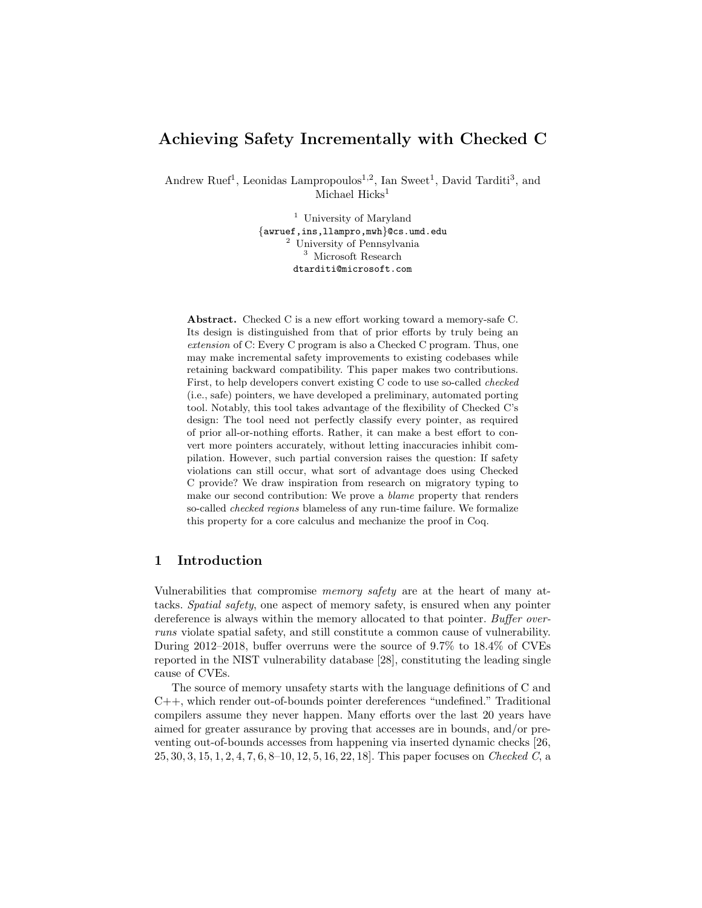# Achieving Safety Incrementally with Checked C

Andrew Ruef[1], Leonidas Lampropoulos[1,2], Ian Sweet[1], David Tarditi[3], and Michael Hicks[1]

[1] University of Maryland
{awruef,ins,llampro,mwh}@cs.umd.edu
[2] University of Pennsylvania
[3] Microsoft Research
dtarditi@microsoft.com

**Abstract.** Checked C is a new effort working toward a memory-safe C. Its design is distinguished from that of prior efforts by truly being an *extension* of C: Every C program is also a Checked C program. Thus, one may make incremental safety improvements to existing codebases while retaining backward compatibility. This paper makes two contributions. First, to help developers convert existing C code to use so-called *checked* (i.e., safe) pointers, we have developed a preliminary, automated porting tool. Notably, this tool takes advantage of the flexibility of Checked C's design: The tool need not perfectly classify every pointer, as required of prior all-or-nothing efforts. Rather, it can make a best effort to convert more pointers accurately, without letting inaccuracies inhibit compilation. However, such partial conversion raises the question: If safety violations can still occur, what sort of advantage does using Checked C provide? We draw inspiration from research on migratory typing to make our second contribution: We prove a *blame* property that renders so-called *checked regions* blameless of any run-time failure. We formalize this property for a core calculus and mechanize the proof in Coq.

## 1 Introduction

Vulnerabilities that compromise *memory safety* are at the heart of many attacks. *Spatial safety*, one aspect of memory safety, is ensured when any pointer dereference is always within the memory allocated to that pointer. *Buffer overruns* violate spatial safety, and still constitute a common cause of vulnerability. During 2012–2018, buffer overruns were the source of 9.7% to 18.4% of CVEs reported in the NIST vulnerability database [28], constituting the leading single cause of CVEs.

The source of memory unsafety starts with the language definitions of C and C++, which render out-of-bounds pointer dereferences "undefined." Traditional compilers assume they never happen. Many efforts over the last 20 years have aimed for greater assurance by proving that accesses are in bounds, and/or preventing out-of-bounds accesses from happening via inserted dynamic checks [26, 25, 30, 3, 15, 1, 2, 4, 7, 6, 8–10, 12, 5, 16, 22, 18]. This paper focuses on *Checked C*, a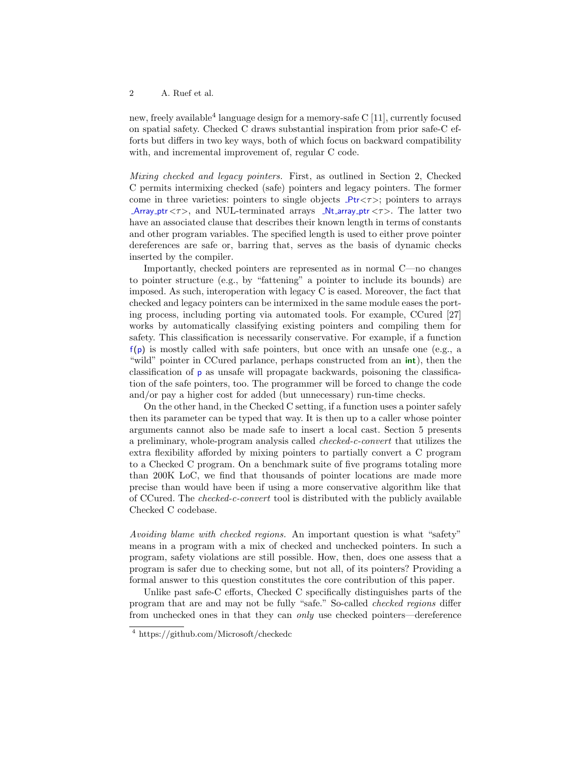new, freely available[4] language design for a memory-safe C [11], currently focused on spatial safety. Checked C draws substantial inspiration from prior safe-C efforts but differs in two key ways, both of which focus on backward compatibility with, and incremental improvement of, regular C code.

*Mixing checked and legacy pointers.* First, as outlined in Section 2, Checked C permits intermixing checked (safe) pointers and legacy pointers. The former come in three varieties: pointers to single objects `_Ptr`$<\tau>$; pointers to arrays `_Array_ptr`$<\tau>$, and NUL-terminated arrays `_Nt_array_ptr`$<\tau>$. The latter two have an associated clause that describes their known length in terms of constants and other program variables. The specified length is used to either prove pointer dereferences are safe or, barring that, serves as the basis of dynamic checks inserted by the compiler.

Importantly, checked pointers are represented as in normal C—no changes to pointer structure (e.g., by "fattening" a pointer to include its bounds) are imposed. As such, interoperation with legacy C is eased. Moreover, the fact that checked and legacy pointers can be intermixed in the same module eases the porting process, including porting via automated tools. For example, CCured [27] works by automatically classifying existing pointers and compiling them for safety. This classification is necessarily conservative. For example, if a function `f(p)` is mostly called with safe pointers, but once with an unsafe one (e.g., a "wild" pointer in CCured parlance, perhaps constructed from an **int**), then the classification of `p` as unsafe will propagate backwards, poisoning the classification of the safe pointers, too. The programmer will be forced to change the code and/or pay a higher cost for added (but unnecessary) run-time checks.

On the other hand, in the Checked C setting, if a function uses a pointer safely then its parameter can be typed that way. It is then up to a caller whose pointer arguments cannot also be made safe to insert a local cast. Section 5 presents a preliminary, whole-program analysis called *checked-c-convert* that utilizes the extra flexibility afforded by mixing pointers to partially convert a C program to a Checked C program. On a benchmark suite of five programs totaling more than 200K LoC, we find that thousands of pointer locations are made more precise than would have been if using a more conservative algorithm like that of CCured. The *checked-c-convert* tool is distributed with the publicly available Checked C codebase.

*Avoiding blame with checked regions.* An important question is what "safety" means in a program with a mix of checked and unchecked pointers. In such a program, safety violations are still possible. How, then, does one assess that a program is safer due to checking some, but not all, of its pointers? Providing a formal answer to this question constitutes the core contribution of this paper.

Unlike past safe-C efforts, Checked C specifically distinguishes parts of the program that are and may not be fully "safe." So-called *checked regions* differ from unchecked ones in that they can *only* use checked pointers—dereference

[4] https://github.com/Microsoft/checkedc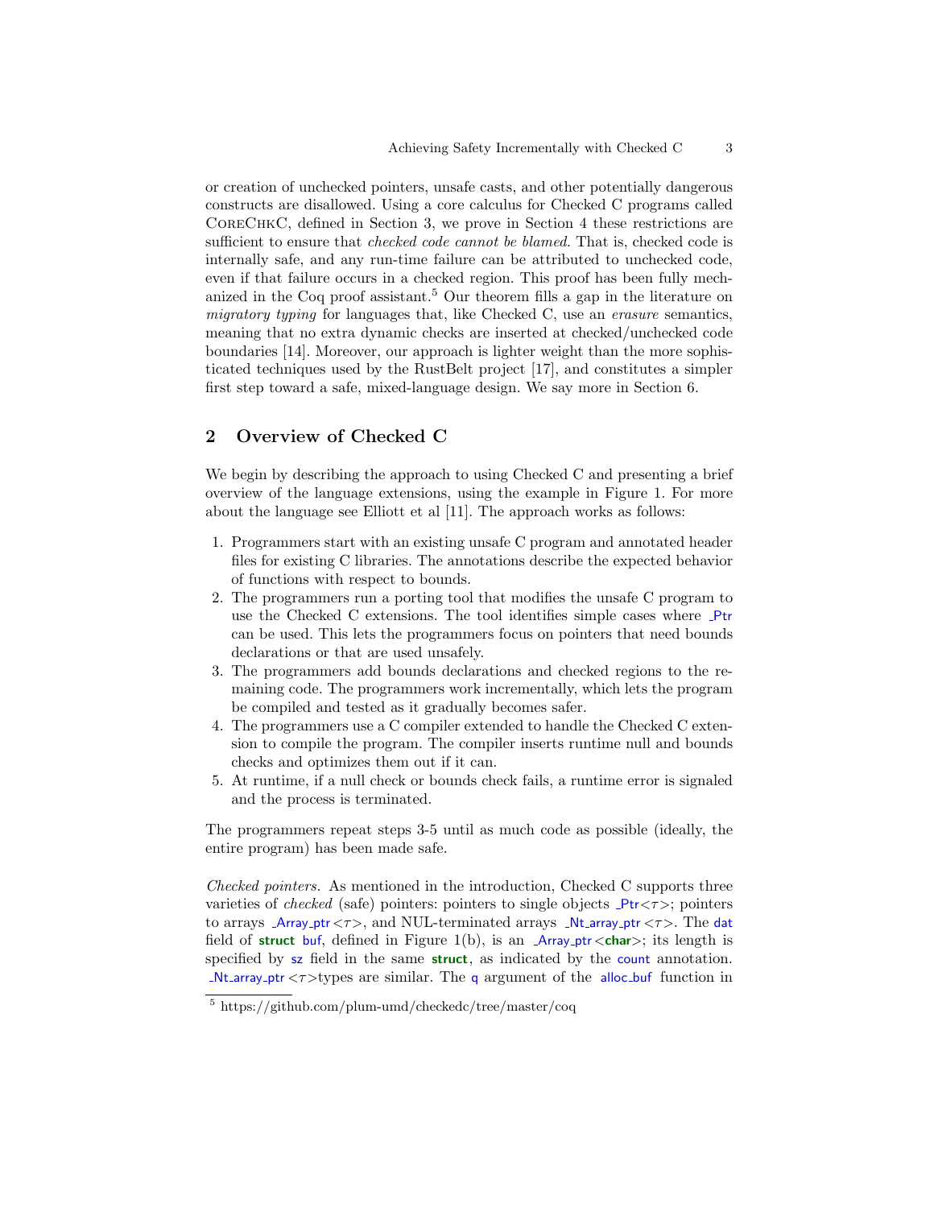or creation of unchecked pointers, unsafe casts, and other potentially dangerous constructs are disallowed. Using a core calculus for Checked C programs called CoreChkC, defined in Section 3, we prove in Section 4 these restrictions are sufficient to ensure that *checked code cannot be blamed*. That is, checked code is internally safe, and any run-time failure can be attributed to unchecked code, even if that failure occurs in a checked region. This proof has been fully mechanized in the Coq proof assistant.[5] Our theorem fills a gap in the literature on *migratory typing* for languages that, like Checked C, use an *erasure* semantics, meaning that no extra dynamic checks are inserted at checked/unchecked code boundaries [14]. Moreover, our approach is lighter weight than the more sophisticated techniques used by the RustBelt project [17], and constitutes a simpler first step toward a safe, mixed-language design. We say more in Section 6.

## 2 Overview of Checked C

We begin by describing the approach to using Checked C and presenting a brief overview of the language extensions, using the example in Figure 1. For more about the language see Elliott et al [11]. The approach works as follows:

1. Programmers start with an existing unsafe C program and annotated header files for existing C libraries. The annotations describe the expected behavior of functions with respect to bounds.
2. The programmers run a porting tool that modifies the unsafe C program to use the Checked C extensions. The tool identifies simple cases where `_Ptr` can be used. This lets the programmers focus on pointers that need bounds declarations or that are used unsafely.
3. The programmers add bounds declarations and checked regions to the remaining code. The programmers work incrementally, which lets the program be compiled and tested as it gradually becomes safer.
4. The programmers use a C compiler extended to handle the Checked C extension to compile the program. The compiler inserts runtime null and bounds checks and optimizes them out if it can.
5. At runtime, if a null check or bounds check fails, a runtime error is signaled and the process is terminated.

The programmers repeat steps 3-5 until as much code as possible (ideally, the entire program) has been made safe.

*Checked pointers.* As mentioned in the introduction, Checked C supports three varieties of *checked* (safe) pointers: pointers to single objects `_Ptr`$<\tau>$; pointers to arrays `_Array_ptr`$<\tau>$, and NUL-terminated arrays `_Nt_array_ptr`$<\tau>$. The `dat` field of **struct** `buf`, defined in Figure 1(b), is an `_Array_ptr`<**char**>; its length is specified by `sz` field in the same **struct**, as indicated by the `count` annotation. `_Nt_array_ptr`$<\tau>$types are similar. The `q` argument of the `alloc_buf` function in

---

[5] https://github.com/plum-umd/checkedc/tree/master/coq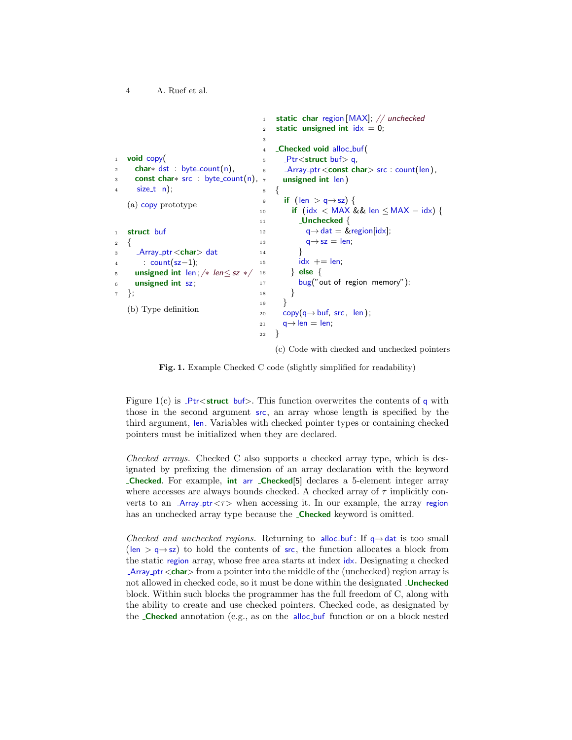```
1  void copy(
2    char* dst : byte_count(n),
3    const char* src : byte_count(n),
4    size_t n);
```

(a) copy prototype

```
1  struct buf
2  {
3    _Array_ptr<char> dat
4      : count(sz-1);
5    unsigned int len;/* len≤ sz */
6    unsigned int sz;
7  };
```

(b) Type definition

```
1  static char region[MAX]; // unchecked
2  static unsigned int idx = 0;
3
4  _Checked void alloc_buf(
5    _Ptr<struct buf> q,
6    _Array_ptr<const char> src : count(len),
7    unsigned int len)
8  {
9    if (len > q->sz) {
10     if (idx < MAX && len ≤ MAX - idx) {
11       _Unchecked {
12         q->dat = &region[idx];
13         q->sz = len;
14       }
15       idx += len;
16     } else {
17       bug("out of region memory");
18     }
19   }
20   copy(q->buf, src, len);
21   q->len = len;
22 }
```

(c) Code with checked and unchecked pointers

**Fig. 1.** Example Checked C code (slightly simplified for readability)

Figure 1(c) is _Ptr<struct buf>. This function overwrites the contents of q with those in the second argument src, an array whose length is specified by the third argument, len. Variables with checked pointer types or containing checked pointers must be initialized when they are declared.

*Checked arrays.* Checked C also supports a checked array type, which is designated by prefixing the dimension of an array declaration with the keyword **_Checked**. For example, **int** arr **_Checked**[5] declares a 5-element integer array where accesses are always bounds checked. A checked array of $\tau$ implicitly converts to an _Array_ptr<$\tau$> when accessing it. In our example, the array region has an unchecked array type because the **_Checked** keyword is omitted.

*Checked and unchecked regions.* Returning to alloc_buf: If q->dat is too small (len > q->sz) to hold the contents of src, the function allocates a block from the static region array, whose free area starts at index idx. Designating a checked _Array_ptr<**char**> from a pointer into the middle of the (unchecked) region array is not allowed in checked code, so it must be done within the designated **_Unchecked** block. Within such blocks the programmer has the full freedom of C, along with the ability to create and use checked pointers. Checked code, as designated by the **_Checked** annotation (e.g., as on the alloc_buf function or on a block nested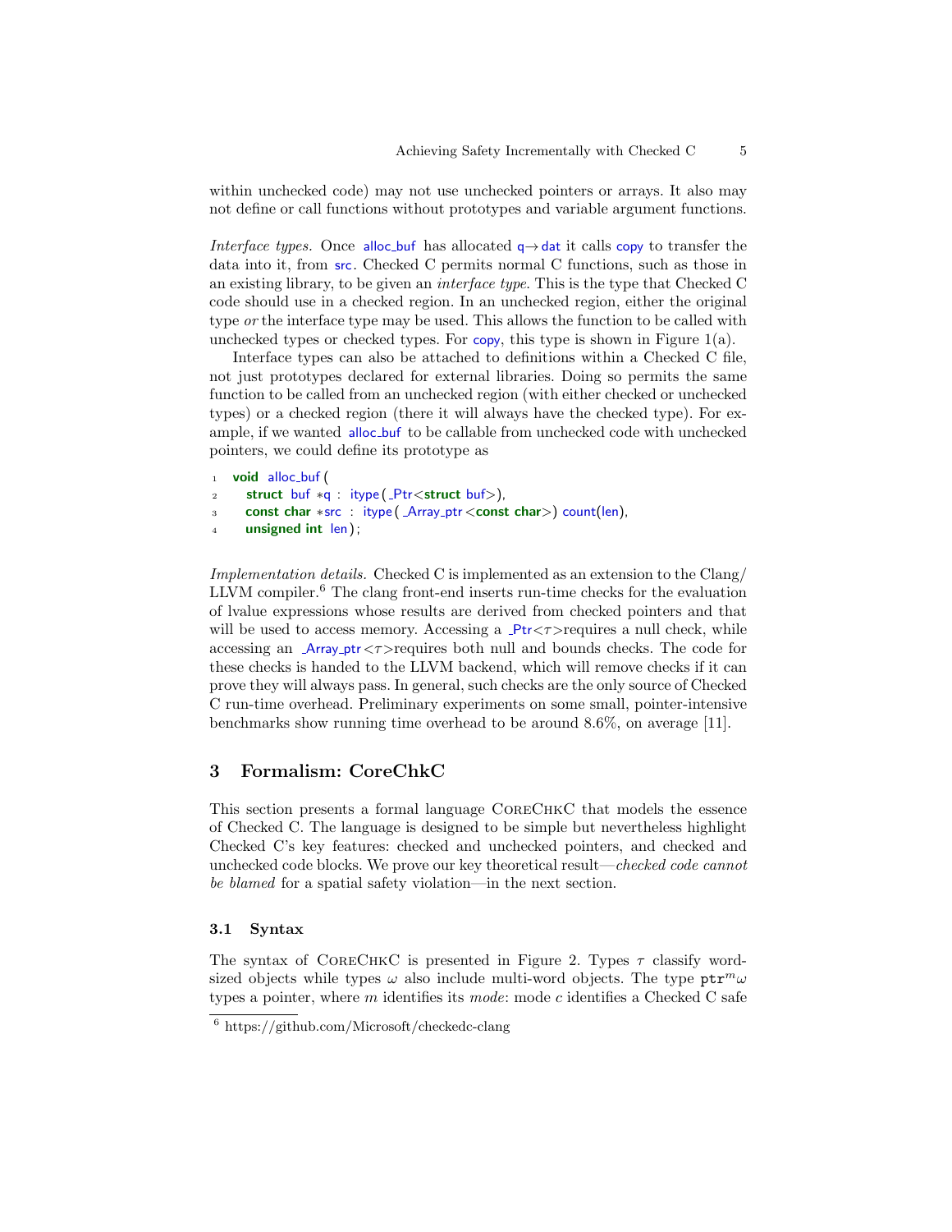within unchecked code) may not use unchecked pointers or arrays. It also may not define or call functions without prototypes and variable argument functions.

*Interface types.* Once alloc_buf has allocated q→dat it calls copy to transfer the data into it, from src. Checked C permits normal C functions, such as those in an existing library, to be given an *interface type*. This is the type that Checked C code should use in a checked region. In an unchecked region, either the original type *or* the interface type may be used. This allows the function to be called with unchecked types or checked types. For copy, this type is shown in Figure 1(a).

Interface types can also be attached to definitions within a Checked C file, not just prototypes declared for external libraries. Doing so permits the same function to be called from an unchecked region (with either checked or unchecked types) or a checked region (there it will always have the checked type). For example, if we wanted alloc_buf to be callable from unchecked code with unchecked pointers, we could define its prototype as

```
1  void alloc_buf(
2     struct buf *q : itype(_Ptr<struct buf>),
3     const char *src : itype(_Array_ptr<const char>) count(len),
4     unsigned int len);
```

*Implementation details.* Checked C is implemented as an extension to the Clang/LLVM compiler.[6] The clang front-end inserts run-time checks for the evaluation of lvalue expressions whose results are derived from checked pointers and that will be used to access memory. Accessing a _Ptr<$\tau$>requires a null check, while accessing an _Array_ptr<$\tau$>requires both null and bounds checks. The code for these checks is handed to the LLVM backend, which will remove checks if it can prove they will always pass. In general, such checks are the only source of Checked C run-time overhead. Preliminary experiments on some small, pointer-intensive benchmarks show running time overhead to be around 8.6%, on average [11].

## 3 Formalism: CoreChkC

This section presents a formal language CoreChkC that models the essence of Checked C. The language is designed to be simple but nevertheless highlight Checked C's key features: checked and unchecked pointers, and checked and unchecked code blocks. We prove our key theoretical result—*checked code cannot be blamed* for a spatial safety violation—in the next section.

### 3.1 Syntax

The syntax of CoreChkC is presented in Figure 2. Types $\tau$ classify word-sized objects while types $\omega$ also include multi-word objects. The type $\mathtt{ptr}^m\omega$ types a pointer, where $m$ identifies its *mode*: mode $c$ identifies a Checked C safe

[6] https://github.com/Microsoft/checkedc-clang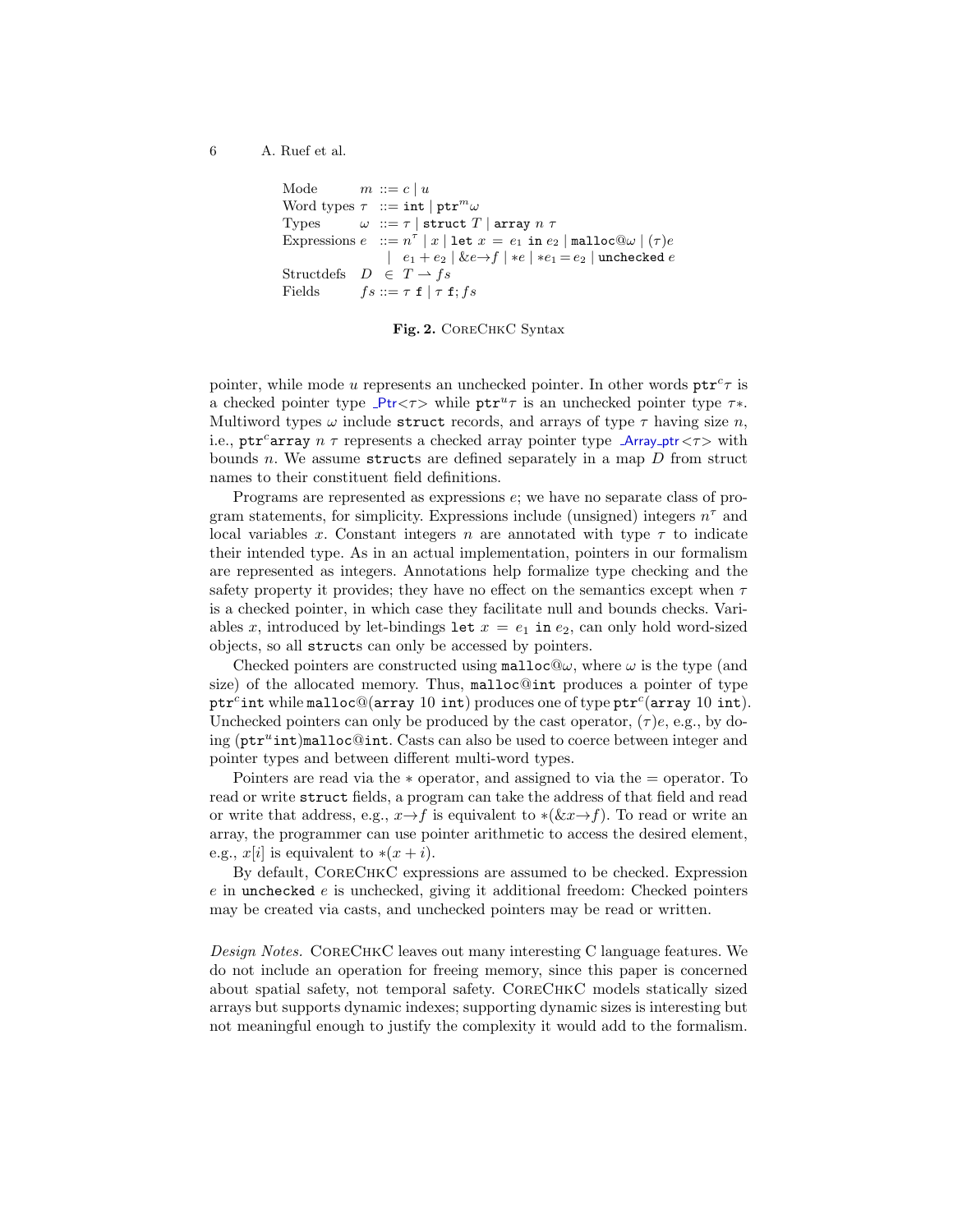$$
\begin{array}{llcl}
\text{Mode} & m & ::= & c \mid u \\
\text{Word types} & \tau & ::= & \texttt{int} \mid \texttt{ptr}^m\omega \\
\text{Types} & \omega & ::= & \tau \mid \texttt{struct}\ T \mid \texttt{array}\ n\ \tau \\
\text{Expressions} & e & ::= & n^\tau \mid x \mid \texttt{let}\ x = e_1\ \texttt{in}\ e_2 \mid \texttt{malloc@}\omega \mid (\tau)e \\
 & & \mid & e_1 + e_2 \mid \&e{\rightarrow}f \mid *e \mid *e_1 = e_2 \mid \texttt{unchecked}\ e \\
\text{Structdefs} & D & \in & T \rightharpoonup fs \\
\text{Fields} & fs & ::= & \tau\ \texttt{f} \mid \tau\ \texttt{f}; fs
\end{array}
$$

**Fig. 2.** CoreChkC Syntax

pointer, while mode $u$ represents an unchecked pointer. In other words $\texttt{ptr}^c\tau$ is a checked pointer type _Ptr<$\tau$> while $\texttt{ptr}^u\tau$ is an unchecked pointer type $\tau*$. Multiword types $\omega$ include `struct` records, and arrays of type $\tau$ having size $n$, i.e., $\texttt{ptr}^c\texttt{array}\ n\ \tau$ represents a checked array pointer type _Array_ptr<$\tau$> with bounds $n$. We assume `struct`s are defined separately in a map $D$ from struct names to their constituent field definitions.

Programs are represented as expressions $e$; we have no separate class of program statements, for simplicity. Expressions include (unsigned) integers $n^\tau$ and local variables $x$. Constant integers $n$ are annotated with type $\tau$ to indicate their intended type. As in an actual implementation, pointers in our formalism are represented as integers. Annotations help formalize type checking and the safety property it provides; they have no effect on the semantics except when $\tau$ is a checked pointer, in which case they facilitate null and bounds checks. Variables $x$, introduced by let-bindings $\texttt{let}\ x = e_1\ \texttt{in}\ e_2$, can only hold word-sized objects, so all `struct`s can only be accessed by pointers.

Checked pointers are constructed using $\texttt{malloc@}\omega$, where $\omega$ is the type (and size) of the allocated memory. Thus, $\texttt{malloc@int}$ produces a pointer of type $\texttt{ptr}^c\texttt{int}$ while $\texttt{malloc@}(\texttt{array}\ 10\ \texttt{int})$ produces one of type $\texttt{ptr}^c(\texttt{array}\ 10\ \texttt{int})$. Unchecked pointers can only be produced by the cast operator, $(\tau)e$, e.g., by doing $(\texttt{ptr}^u\texttt{int})\texttt{malloc@int}$. Casts can also be used to coerce between integer and pointer types and between different multi-word types.

Pointers are read via the $*$ operator, and assigned to via the $=$ operator. To read or write `struct` fields, a program can take the address of that field and read or write that address, e.g., $x{\rightarrow}f$ is equivalent to $*(\&x{\rightarrow}f)$. To read or write an array, the programmer can use pointer arithmetic to access the desired element, e.g., $x[i]$ is equivalent to $*(x + i)$.

By default, CoreChkC expressions are assumed to be checked. Expression $e$ in `unchecked` $e$ is unchecked, giving it additional freedom: Checked pointers may be created via casts, and unchecked pointers may be read or written.

*Design Notes.* CoreChkC leaves out many interesting C language features. We do not include an operation for freeing memory, since this paper is concerned about spatial safety, not temporal safety. CoreChkC models statically sized arrays but supports dynamic indexes; supporting dynamic sizes is interesting but not meaningful enough to justify the complexity it would add to the formalism.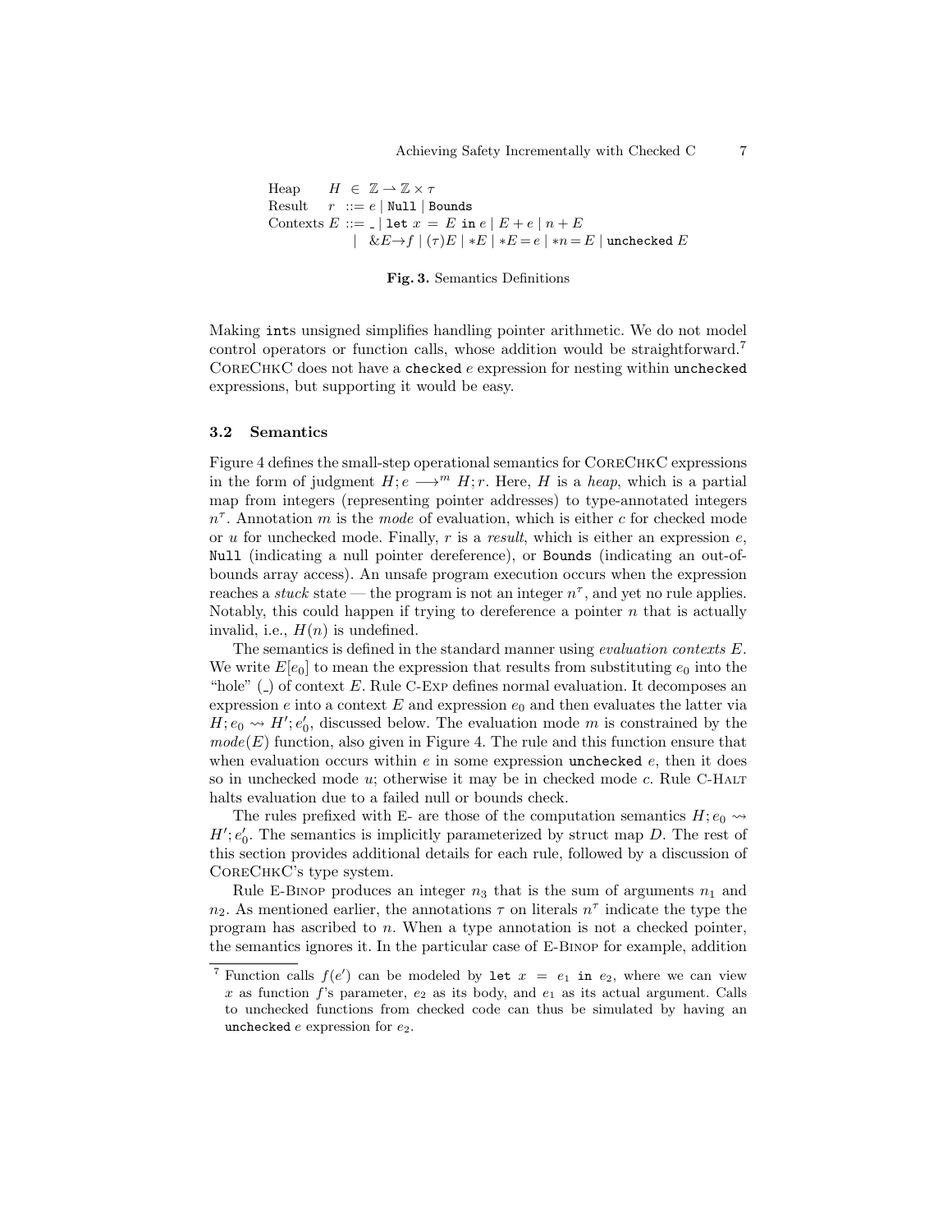$$
\begin{array}{llcl}
\text{Heap} & H & \in & \mathbb{Z} \rightharpoonup \mathbb{Z} \times \tau \\
\text{Result} & r & ::= & e \mid \texttt{Null} \mid \texttt{Bounds} \\
\text{Contexts} & E & ::= & \_ \mid \texttt{let}\ x\ =\ E\ \texttt{in}\ e \mid E + e \mid n + E \\
& & \mid & \&E{\rightarrow}f \mid (\tau)E \mid *E \mid *E = e \mid *n = E \mid \texttt{unchecked}\ E
\end{array}
$$

**Fig. 3.** Semantics Definitions

Making `int`s unsigned simplifies handling pointer arithmetic. We do not model control operators or function calls, whose addition would be straightforward.[7] CoreChkC does not have a `checked` $e$ expression for nesting within `unchecked` expressions, but supporting it would be easy.

### 3.2 Semantics

Figure 4 defines the small-step operational semantics for CoreChkC expressions in the form of judgment $H; e \longrightarrow^m H; r$. Here, $H$ is a *heap*, which is a partial map from integers (representing pointer addresses) to type-annotated integers $n^\tau$. Annotation $m$ is the *mode* of evaluation, which is either $c$ for checked mode or $u$ for unchecked mode. Finally, $r$ is a *result*, which is either an expression $e$, `Null` (indicating a null pointer dereference), or `Bounds` (indicating an out-of-bounds array access). An unsafe program execution occurs when the expression reaches a *stuck* state — the program is not an integer $n^\tau$, and yet no rule applies. Notably, this could happen if trying to dereference a pointer $n$ that is actually invalid, i.e., $H(n)$ is undefined.

The semantics is defined in the standard manner using *evaluation contexts* $E$. We write $E[e_0]$ to mean the expression that results from substituting $e_0$ into the "hole" ($\_$) of context $E$. Rule C-Exp defines normal evaluation. It decomposes an expression $e$ into a context $E$ and expression $e_0$ and then evaluates the latter via $H; e_0 \rightsquigarrow H'; e_0'$, discussed below. The evaluation mode $m$ is constrained by the $mode(E)$ function, also given in Figure 4. The rule and this function ensure that when evaluation occurs within $e$ in some expression `unchecked` $e$, then it does so in unchecked mode $u$; otherwise it may be in checked mode $c$. Rule C-Halt halts evaluation due to a failed null or bounds check.

The rules prefixed with E- are those of the computation semantics $H; e_0 \rightsquigarrow H'; e_0'$. The semantics is implicitly parameterized by struct map $D$. The rest of this section provides additional details for each rule, followed by a discussion of CoreChkC's type system.

Rule E-Binop produces an integer $n_3$ that is the sum of arguments $n_1$ and $n_2$. As mentioned earlier, the annotations $\tau$ on literals $n^\tau$ indicate the type the program has ascribed to $n$. When a type annotation is not a checked pointer, the semantics ignores it. In the particular case of E-Binop for example, addition

[7] Function calls $f(e')$ can be modeled by `let` $x$ = $e_1$ `in` $e_2$, where we can view $x$ as function $f$'s parameter, $e_2$ as its body, and $e_1$ as its actual argument. Calls to unchecked functions from checked code can thus be simulated by having an `unchecked` $e$ expression for $e_2$.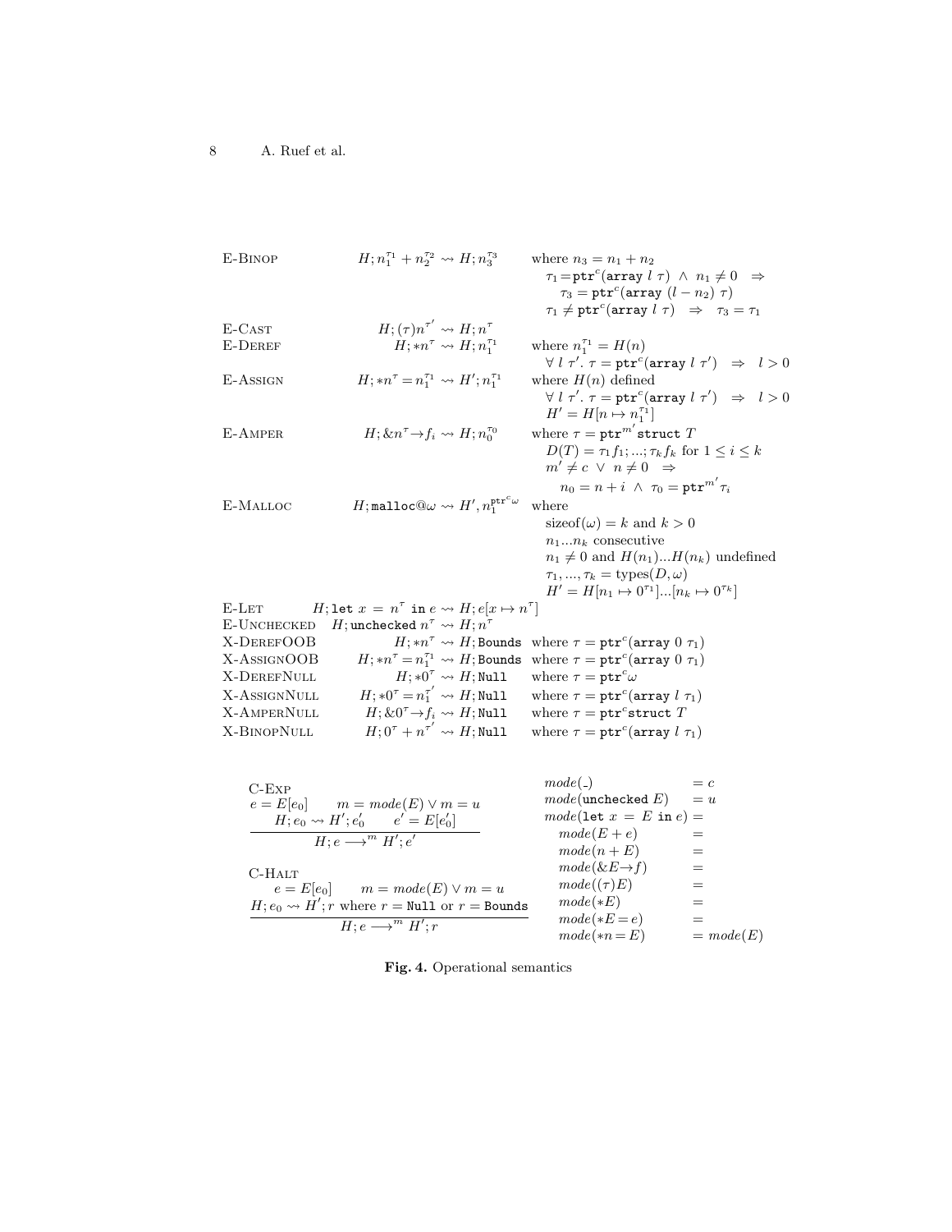| | | |
|---|---|---|
| E-Binop | $H; n_1^{\tau_1} + n_2^{\tau_2} \rightsquigarrow H; n_3^{\tau_3}$ | where $n_3 = n_1 + n_2$ <br> $\tau_1 = \texttt{ptr}^c(\texttt{array}\ l\ \tau) \ \wedge\ n_1 \neq 0 \ \Rightarrow$ <br> $\tau_3 = \texttt{ptr}^c(\texttt{array}\ (l - n_2)\ \tau)$ <br> $\tau_1 \neq \texttt{ptr}^c(\texttt{array}\ l\ \tau) \ \Rightarrow\ \tau_3 = \tau_1$ |
| E-Cast | $H; (\tau)n^{\tau'} \rightsquigarrow H; n^{\tau}$ | |
| E-Deref | $H; {*n^{\tau}} \rightsquigarrow H; n_1^{\tau_1}$ | where $n_1^{\tau_1} = H(n)$ <br> $\forall\ l\ \tau'.\ \tau = \texttt{ptr}^c(\texttt{array}\ l\ \tau') \ \Rightarrow\ l > 0$ |
| E-Assign | $H; {*n^{\tau}} = n_1^{\tau_1} \rightsquigarrow H'; n_1^{\tau_1}$ | where $H(n)$ defined <br> $\forall\ l\ \tau'.\ \tau = \texttt{ptr}^c(\texttt{array}\ l\ \tau') \ \Rightarrow\ l > 0$ <br> $H' = H[n \mapsto n_1^{\tau_1}]$ |
| E-Amper | $H; \&n^{\tau} \rightarrow f_i \rightsquigarrow H; n_0^{\tau_0}$ | where $\tau = \texttt{ptr}^{m'}\texttt{struct}\ T$ <br> $D(T) = \tau_1 f_1; ...; \tau_k f_k$ for $1 \leq i \leq k$ <br> $m' \neq c \ \vee\ n \neq 0 \ \Rightarrow$ <br> $n_0 = n + i \ \wedge\ \tau_0 = \texttt{ptr}^{m'}\tau_i$ |
| E-Malloc | $H; \texttt{malloc@}\omega \rightsquigarrow H', n_1^{\texttt{ptr}^c\omega}$ | where <br> sizeof$(\omega) = k$ and $k > 0$ <br> $n_1 ... n_k$ consecutive <br> $n_1 \neq 0$ and $H(n_1)...H(n_k)$ undefined <br> $\tau_1, ..., \tau_k = \text{types}(D, \omega)$ <br> $H' = H[n_1 \mapsto 0^{\tau_1}]...[n_k \mapsto 0^{\tau_k}]$ |
| E-Let | $H; \texttt{let}\ x\ =\ n^{\tau}\ \texttt{in}\ e \rightsquigarrow H; e[x \mapsto n^{\tau}]$ | |
| E-Unchecked | $H; \texttt{unchecked}\ n^{\tau} \rightsquigarrow H; n^{\tau}$ | |
| X-DerefOOB | $H; {*n^{\tau}} \rightsquigarrow H; \texttt{Bounds}$ | where $\tau = \texttt{ptr}^c(\texttt{array}\ 0\ \tau_1)$ |
| X-AssignOOB | $H; {*n^{\tau}} = n_1^{\tau_1} \rightsquigarrow H; \texttt{Bounds}$ | where $\tau = \texttt{ptr}^c(\texttt{array}\ 0\ \tau_1)$ |
| X-DerefNull | $H; {*0^{\tau}} \rightsquigarrow H; \texttt{Null}$ | where $\tau = \texttt{ptr}^c\omega$ |
| X-AssignNull | $H; {*0^{\tau}} = n_1^{\tau'} \rightsquigarrow H; \texttt{Null}$ | where $\tau = \texttt{ptr}^c(\texttt{array}\ l\ \tau_1)$ |
| X-AmperNull | $H; \&0^{\tau} \rightarrow f_i \rightsquigarrow H; \texttt{Null}$ | where $\tau = \texttt{ptr}^c\texttt{struct}\ T$ |
| X-BinopNull | $H; 0^{\tau} + n^{\tau'} \rightsquigarrow H; \texttt{Null}$ | where $\tau = \texttt{ptr}^c(\texttt{array}\ l\ \tau_1)$ |

C-Exp

$$\frac{e = E[e_0] \qquad m = mode(E) \vee m = u \qquad H; e_0 \rightsquigarrow H'; e_0' \qquad e' = E[e_0']}{H; e \longrightarrow^m H'; e'}$$

C-Halt

$$\frac{e = E[e_0] \qquad m = mode(E) \vee m = u \qquad H; e_0 \rightsquigarrow H'; r \text{ where } r = \texttt{Null} \text{ or } r = \texttt{Bounds}}{H; e \longrightarrow^m H'; r}$$

$$\begin{aligned}
mode(\_) &= c \\
mode(\texttt{unchecked}\ E) &= u \\
mode(\texttt{let}\ x\ =\ E\ \texttt{in}\ e) &= \\
mode(E + e) &= \\
mode(n + E) &= \\
mode(\&E \rightarrow f) &= \\
mode((\tau)E) &= \\
mode(*E) &= \\
mode(*E = e) &= \\
mode(*n = E) &= mode(E)
\end{aligned}$$

**Fig. 4.** Operational semantics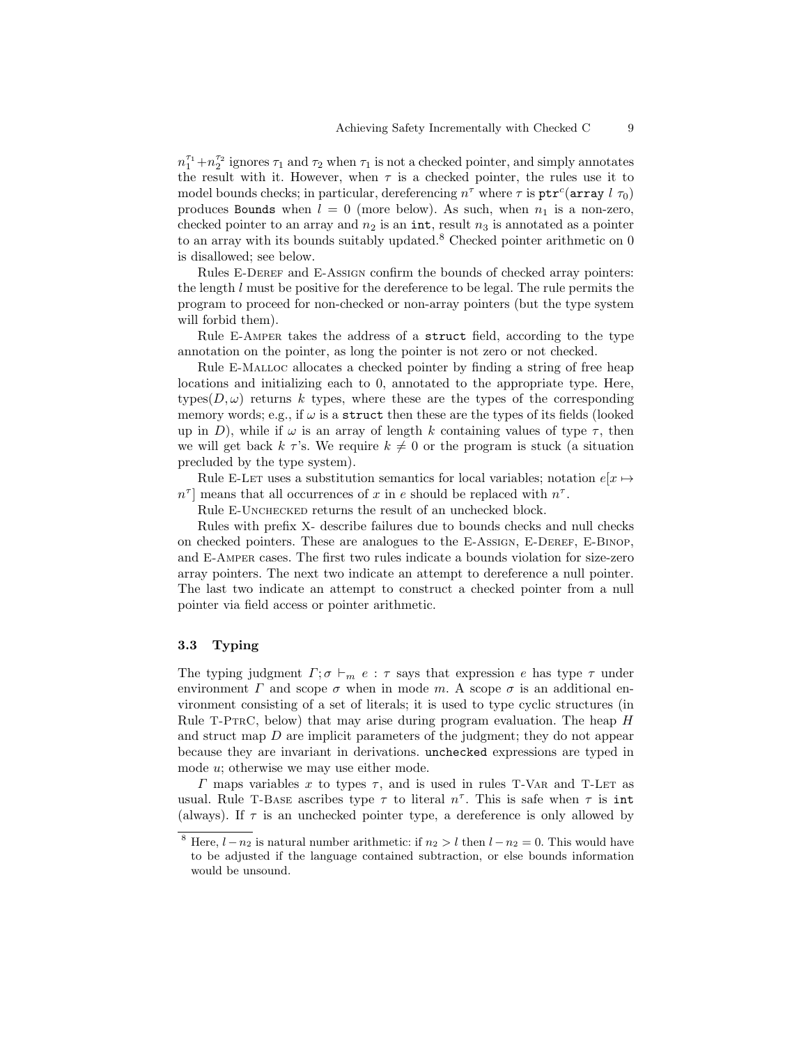$n_1^{\tau_1}+n_2^{\tau_2}$ ignores $\tau_1$ and $\tau_2$ when $\tau_1$ is not a checked pointer, and simply annotates the result with it. However, when $\tau$ is a checked pointer, the rules use it to model bounds checks; in particular, dereferencing $n^\tau$ where $\tau$ is $\texttt{ptr}^c(\texttt{array}\ l\ \tau_0)$ produces `Bounds` when $l = 0$ (more below). As such, when $n_1$ is a non-zero, checked pointer to an array and $n_2$ is an `int`, result $n_3$ is annotated as a pointer to an array with its bounds suitably updated.[8] Checked pointer arithmetic on 0 is disallowed; see below.

Rules E-Deref and E-Assign confirm the bounds of checked array pointers: the length $l$ must be positive for the dereference to be legal. The rule permits the program to proceed for non-checked or non-array pointers (but the type system will forbid them).

Rule E-Amper takes the address of a `struct` field, according to the type annotation on the pointer, as long the pointer is not zero or not checked.

Rule E-Malloc allocates a checked pointer by finding a string of free heap locations and initializing each to 0, annotated to the appropriate type. Here, types$(D, \omega)$ returns $k$ types, where these are the types of the corresponding memory words; e.g., if $\omega$ is a `struct` then these are the types of its fields (looked up in $D$), while if $\omega$ is an array of length $k$ containing values of type $\tau$, then we will get back $k$ $\tau$'s. We require $k \neq 0$ or the program is stuck (a situation precluded by the type system).

Rule E-Let uses a substitution semantics for local variables; notation $e[x \mapsto n^\tau]$ means that all occurrences of $x$ in $e$ should be replaced with $n^\tau$.

Rule E-Unchecked returns the result of an unchecked block.

Rules with prefix X- describe failures due to bounds checks and null checks on checked pointers. These are analogues to the E-Assign, E-Deref, E-Binop, and E-Amper cases. The first two rules indicate a bounds violation for size-zero array pointers. The next two indicate an attempt to dereference a null pointer. The last two indicate an attempt to construct a checked pointer from a null pointer via field access or pointer arithmetic.

### 3.3 Typing

The typing judgment $\Gamma; \sigma \vdash_m e : \tau$ says that expression $e$ has type $\tau$ under environment $\Gamma$ and scope $\sigma$ when in mode $m$. A scope $\sigma$ is an additional environment consisting of a set of literals; it is used to type cyclic structures (in Rule T-PtrC, below) that may arise during program evaluation. The heap $H$ and struct map $D$ are implicit parameters of the judgment; they do not appear because they are invariant in derivations. `unchecked` expressions are typed in mode $u$; otherwise we may use either mode.

$\Gamma$ maps variables $x$ to types $\tau$, and is used in rules T-Var and T-Let as usual. Rule T-Base ascribes type $\tau$ to literal $n^\tau$. This is safe when $\tau$ is `int` (always). If $\tau$ is an unchecked pointer type, a dereference is only allowed by

---

[8] Here, $l - n_2$ is natural number arithmetic: if $n_2 > l$ then $l - n_2 = 0$. This would have to be adjusted if the language contained subtraction, or else bounds information would be unsound.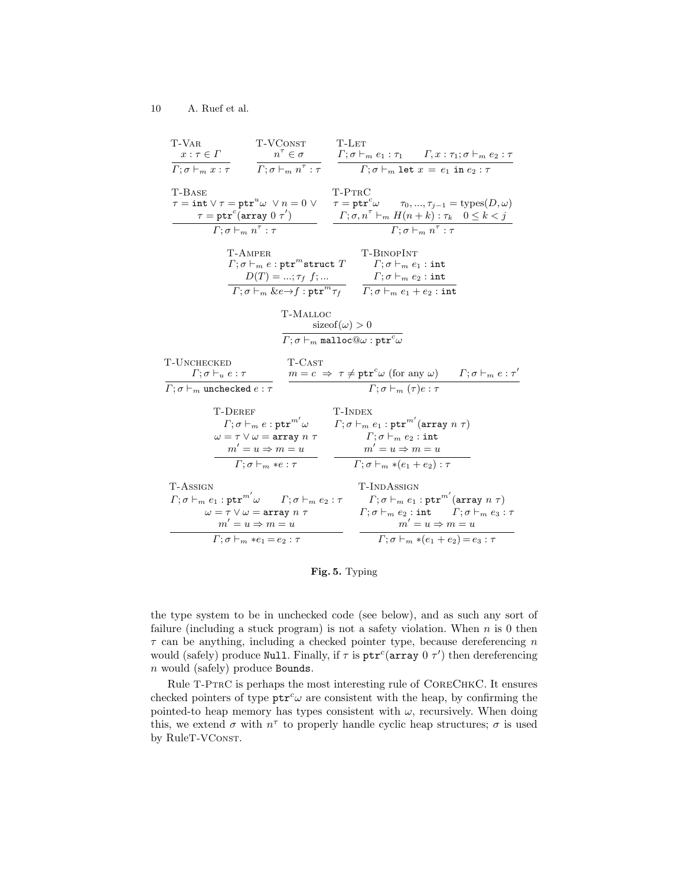$$\frac{x : \tau \in \Gamma}{\Gamma; \sigma \vdash_m x : \tau}\ \textsc{T-Var} \qquad \frac{n^\tau \in \sigma}{\Gamma; \sigma \vdash_m n^\tau : \tau}\ \textsc{T-VConst} \qquad \frac{\Gamma; \sigma \vdash_m e_1 : \tau_1 \qquad \Gamma, x : \tau_1; \sigma \vdash_m e_2 : \tau}{\Gamma; \sigma \vdash_m \texttt{let}\ x\ =\ e_1\ \texttt{in}\ e_2 : \tau}\ \textsc{T-Let}$$

$$\frac{\tau = \texttt{int} \lor \tau = \texttt{ptr}^u\omega\ \lor n = 0\ \lor \quad \tau = \texttt{ptr}^c(\texttt{array}\ 0\ \tau')}{\Gamma; \sigma \vdash_m n^\tau : \tau}\ \textsc{T-Base} \qquad \frac{\tau = \texttt{ptr}^c\omega \qquad \tau_0, ..., \tau_{j-1} = \text{types}(D, \omega) \quad \Gamma; \sigma, n^\tau \vdash_m H(n+k) : \tau_k \quad 0 \le k < j}{\Gamma; \sigma \vdash_m n^\tau : \tau}\ \textsc{T-PtrC}$$

$$\frac{\Gamma; \sigma \vdash_m e : \texttt{ptr}^m\texttt{struct}\ T \quad D(T) = ...; \tau_f\ f; ...}{\Gamma; \sigma \vdash_m \&e{\rightarrow}f : \texttt{ptr}^m\tau_f}\ \textsc{T-Amper} \qquad \frac{\Gamma; \sigma \vdash_m e_1 : \texttt{int} \quad \Gamma; \sigma \vdash_m e_2 : \texttt{int}}{\Gamma; \sigma \vdash_m e_1 + e_2 : \texttt{int}}\ \textsc{T-BinopInt}$$

$$\frac{\text{sizeof}(\omega) > 0}{\Gamma; \sigma \vdash_m \texttt{malloc@}\omega : \texttt{ptr}^c\omega}\ \textsc{T-Malloc}$$

$$\frac{\Gamma; \sigma \vdash_u e : \tau}{\Gamma; \sigma \vdash_m \texttt{unchecked}\ e : \tau}\ \textsc{T-Unchecked} \qquad \frac{m = c\ \Rightarrow\ \tau \ne \texttt{ptr}^c\omega\ \text{(for any } \omega) \qquad \Gamma; \sigma \vdash_m e : \tau'}{\Gamma; \sigma \vdash_m (\tau)e : \tau}\ \textsc{T-Cast}$$

$$\frac{\Gamma; \sigma \vdash_m e : \texttt{ptr}^{m'}\omega \quad \omega = \tau \lor \omega = \texttt{array}\ n\ \tau \quad m' = u \Rightarrow m = u}{\Gamma; \sigma \vdash_m *e : \tau}\ \textsc{T-Deref} \qquad \frac{\Gamma; \sigma \vdash_m e_1 : \texttt{ptr}^{m'}(\texttt{array}\ n\ \tau) \quad \Gamma; \sigma \vdash_m e_2 : \texttt{int} \quad m' = u \Rightarrow m = u}{\Gamma; \sigma \vdash_m *(e_1 + e_2) : \tau}\ \textsc{T-Index}$$

$$\frac{\Gamma; \sigma \vdash_m e_1 : \texttt{ptr}^{m'}\omega \qquad \Gamma; \sigma \vdash_m e_2 : \tau \quad \omega = \tau \lor \omega = \texttt{array}\ n\ \tau \quad m' = u \Rightarrow m = u}{\Gamma; \sigma \vdash_m *e_1 = e_2 : \tau}\ \textsc{T-Assign} \qquad \frac{\Gamma; \sigma \vdash_m e_1 : \texttt{ptr}^{m'}(\texttt{array}\ n\ \tau) \quad \Gamma; \sigma \vdash_m e_2 : \texttt{int} \qquad \Gamma; \sigma \vdash_m e_3 : \tau \quad m' = u \Rightarrow m = u}{\Gamma; \sigma \vdash_m *(e_1 + e_2) = e_3 : \tau}\ \textsc{T-IndAssign}$$

**Fig. 5.** Typing

the type system to be in unchecked code (see below), and as such any sort of failure (including a stuck program) is not a safety violation. When $n$ is 0 then $\tau$ can be anything, including a checked pointer type, because dereferencing $n$ would (safely) produce `Null`. Finally, if $\tau$ is $\texttt{ptr}^c(\texttt{array}\ 0\ \tau')$ then dereferencing $n$ would (safely) produce `Bounds`.

Rule T-PtrC is perhaps the most interesting rule of CoreChkC. It ensures checked pointers of type $\texttt{ptr}^c\omega$ are consistent with the heap, by confirming the pointed-to heap memory has types consistent with $\omega$, recursively. When doing this, we extend $\sigma$ with $n^\tau$ to properly handle cyclic heap structures; $\sigma$ is used by RuleT-VConst.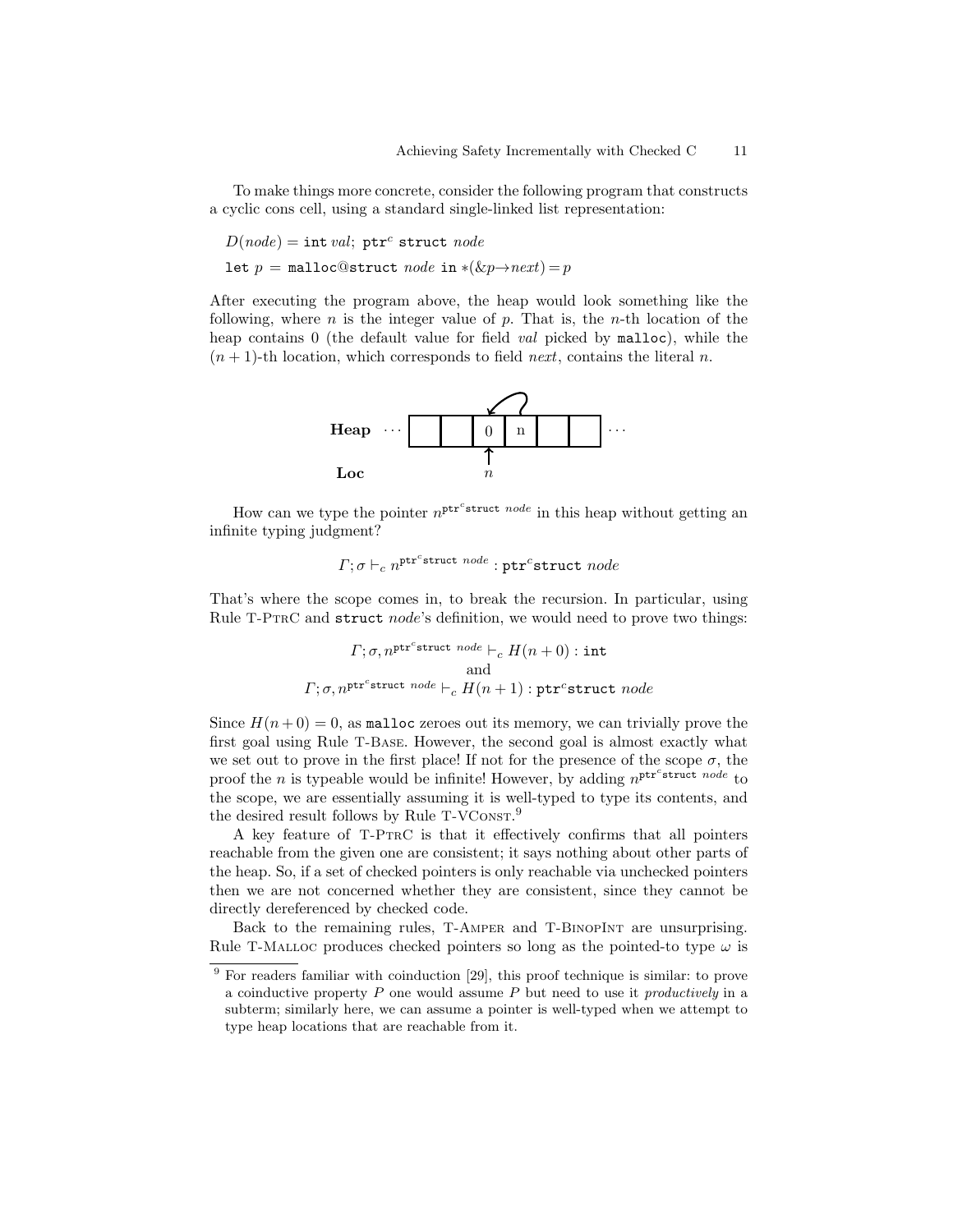To make things more concrete, consider the following program that constructs a cyclic cons cell, using a standard single-linked list representation:

$D(node) = \texttt{int}\ val;\ \texttt{ptr}^c\ \texttt{struct}\ node$

$\texttt{let}\ p\ =\ \texttt{malloc@struct}\ node\ \texttt{in}\ *(\&p{\rightarrow}next) = p$

After executing the program above, the heap would look something like the following, where $n$ is the integer value of $p$. That is, the $n$-th location of the heap contains 0 (the default value for field *val* picked by `malloc`), while the $(n+1)$-th location, which corresponds to field *next*, contains the literal $n$.

**Heap** ··· | | | 0 | n | | | ···

**Loc** $n$

How can we type the pointer $n^{\texttt{ptr}^c\texttt{struct}\ node}$ in this heap without getting an infinite typing judgment?

$$\Gamma; \sigma \vdash_c n^{\texttt{ptr}^c\texttt{struct}\ node} : \texttt{ptr}^c\texttt{struct}\ node$$

That's where the scope comes in, to break the recursion. In particular, using Rule T-PtrC and `struct` *node*'s definition, we would need to prove two things:

$$\Gamma; \sigma, n^{\texttt{ptr}^c\texttt{struct}\ node} \vdash_c H(n+0) : \texttt{int}$$
$$\text{and}$$
$$\Gamma; \sigma, n^{\texttt{ptr}^c\texttt{struct}\ node} \vdash_c H(n+1) : \texttt{ptr}^c\texttt{struct}\ node$$

Since $H(n+0) = 0$, as `malloc` zeroes out its memory, we can trivially prove the first goal using Rule T-Base. However, the second goal is almost exactly what we set out to prove in the first place! If not for the presence of the scope $\sigma$, the proof the $n$ is typeable would be infinite! However, by adding $n^{\texttt{ptr}^c\texttt{struct}\ node}$ to the scope, we are essentially assuming it is well-typed to type its contents, and the desired result follows by Rule T-VConst.[9]

A key feature of T-PtrC is that it effectively confirms that all pointers reachable from the given one are consistent; it says nothing about other parts of the heap. So, if a set of checked pointers is only reachable via unchecked pointers then we are not concerned whether they are consistent, since they cannot be directly dereferenced by checked code.

Back to the remaining rules, T-Amper and T-BinopInt are unsurprising. Rule T-Malloc produces checked pointers so long as the pointed-to type $\omega$ is

[9] For readers familiar with coinduction [29], this proof technique is similar: to prove a coinductive property $P$ one would assume $P$ but need to use it *productively* in a subterm; similarly here, we can assume a pointer is well-typed when we attempt to type heap locations that are reachable from it.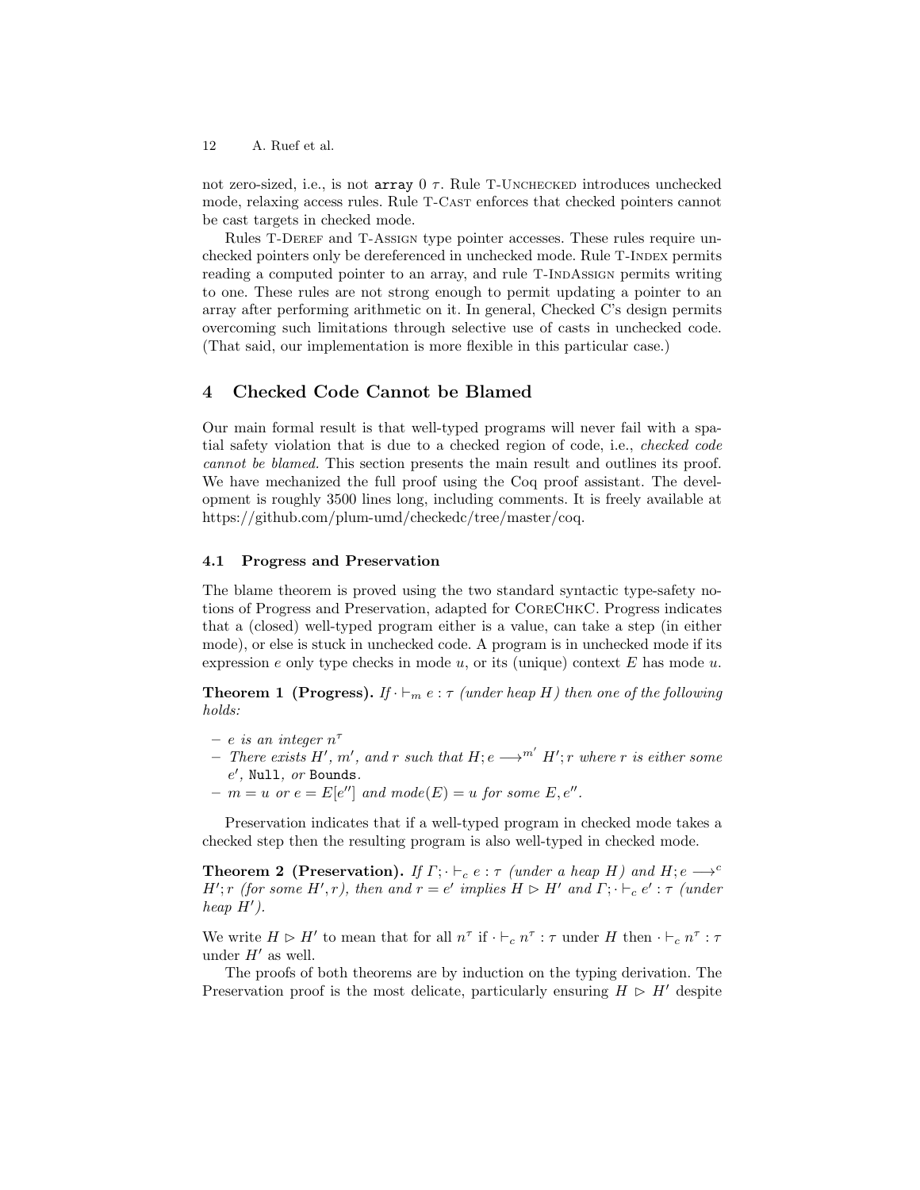not zero-sized, i.e., is not `array` $0\ \tau$. Rule T-Unchecked introduces unchecked mode, relaxing access rules. Rule T-Cast enforces that checked pointers cannot be cast targets in checked mode.

Rules T-Deref and T-Assign type pointer accesses. These rules require unchecked pointers only be dereferenced in unchecked mode. Rule T-Index permits reading a computed pointer to an array, and rule T-IndAssign permits writing to one. These rules are not strong enough to permit updating a pointer to an array after performing arithmetic on it. In general, Checked C's design permits overcoming such limitations through selective use of casts in unchecked code. (That said, our implementation is more flexible in this particular case.)

## 4 Checked Code Cannot be Blamed

Our main formal result is that well-typed programs will never fail with a spatial safety violation that is due to a checked region of code, i.e., *checked code cannot be blamed.* This section presents the main result and outlines its proof. We have mechanized the full proof using the Coq proof assistant. The development is roughly 3500 lines long, including comments. It is freely available at https://github.com/plum-umd/checkedc/tree/master/coq.

### 4.1 Progress and Preservation

The blame theorem is proved using the two standard syntactic type-safety notions of Progress and Preservation, adapted for CoreChkC. Progress indicates that a (closed) well-typed program either is a value, can take a step (in either mode), or else is stuck in unchecked code. A program is in unchecked mode if its expression $e$ only type checks in mode $u$, or its (unique) context $E$ has mode $u$.

**Theorem 1 (Progress).** *If $\cdot \vdash_m e : \tau$ (under heap $H$) then one of the following holds:*

- *$e$ is an integer $n^\tau$*
- *There exists $H'$, $m'$, and $r$ such that $H; e \longrightarrow^{m'} H'; r$ where $r$ is either some $e'$,* `Null`*, or* `Bounds`*.*
- *$m = u$ or $e = E[e'']$ and $mode(E) = u$ for some $E, e''$.*

Preservation indicates that if a well-typed program in checked mode takes a checked step then the resulting program is also well-typed in checked mode.

**Theorem 2 (Preservation).** *If $\Gamma; \cdot \vdash_c e : \tau$ (under a heap $H$) and $H; e \longrightarrow^c H'; r$ (for some $H', r$), then and $r = e'$ implies $H \triangleright H'$ and $\Gamma; \cdot \vdash_c e' : \tau$ (under heap $H'$).*

We write $H \triangleright H'$ to mean that for all $n^\tau$ if $\cdot \vdash_c n^\tau : \tau$ under $H$ then $\cdot \vdash_c n^\tau : \tau$ under $H'$ as well.

The proofs of both theorems are by induction on the typing derivation. The Preservation proof is the most delicate, particularly ensuring $H \triangleright H'$ despite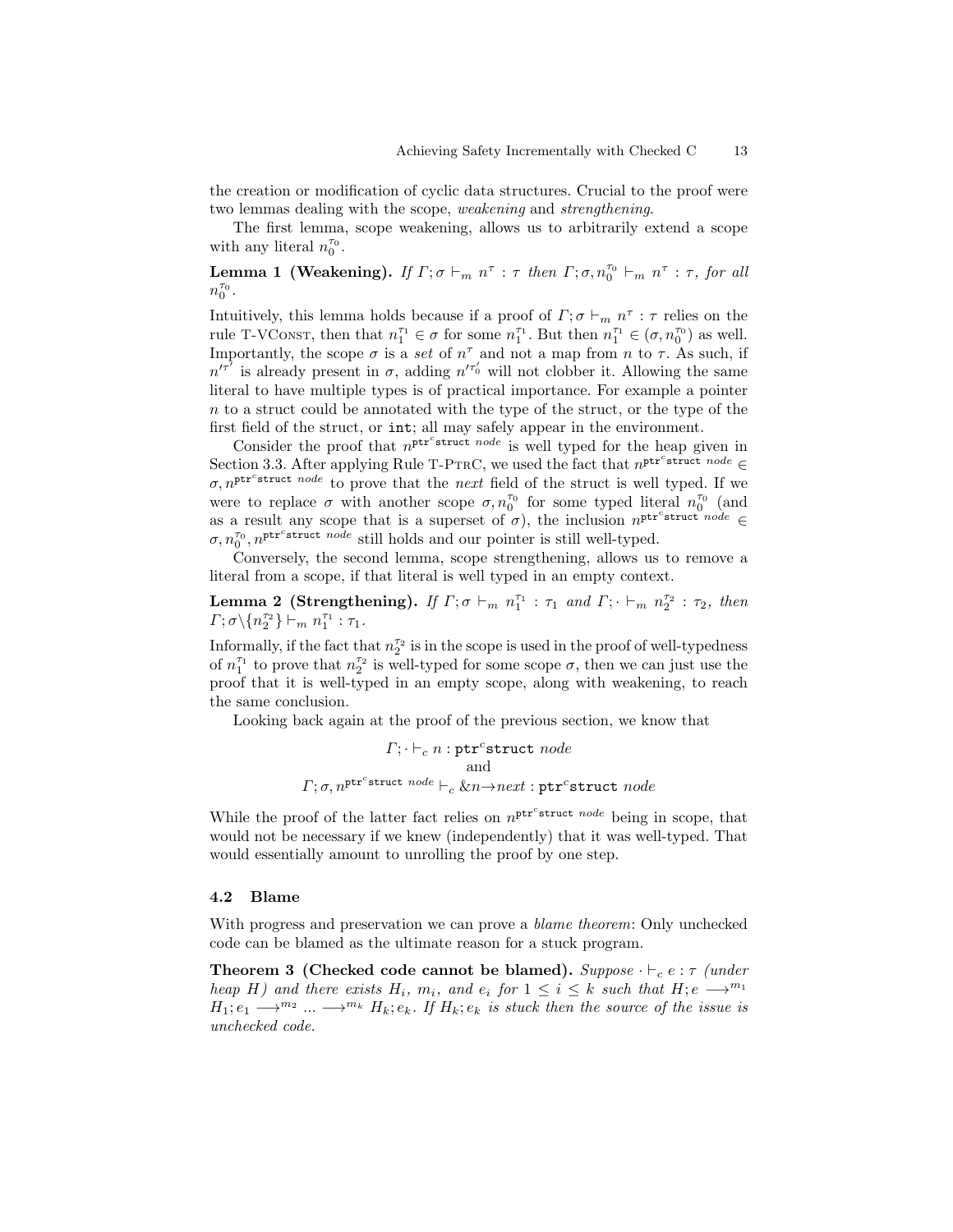the creation or modification of cyclic data structures. Crucial to the proof were two lemmas dealing with the scope, *weakening* and *strengthening*.

The first lemma, scope weakening, allows us to arbitrarily extend a scope with any literal $n_0^{\tau_0}$.

**Lemma 1 (Weakening).** *If $\Gamma; \sigma \vdash_m n^\tau : \tau$ then $\Gamma; \sigma, n_0^{\tau_0} \vdash_m n^\tau : \tau$, for all $n_0^{\tau_0}$.*

Intuitively, this lemma holds because if a proof of $\Gamma; \sigma \vdash_m n^\tau : \tau$ relies on the rule T-VConst, then that $n_1^{\tau_1} \in \sigma$ for some $n_1^{\tau_1}$. But then $n_1^{\tau_1} \in (\sigma, n_0^{\tau_0})$ as well. Importantly, the scope $\sigma$ is a *set* of $n^\tau$ and not a map from $n$ to $\tau$. As such, if $n'^{\tau'}$ is already present in $\sigma$, adding $n'^{\tau_0'}$ will not clobber it. Allowing the same literal to have multiple types is of practical importance. For example a pointer $n$ to a struct could be annotated with the type of the struct, or the type of the first field of the struct, or `int`; all may safely appear in the environment.

Consider the proof that $n^{\mathtt{ptr}^c \mathtt{struct}\ node}$ is well typed for the heap given in Section 3.3. After applying Rule T-PtrC, we used the fact that $n^{\mathtt{ptr}^c \mathtt{struct}\ node} \in \sigma, n^{\mathtt{ptr}^c \mathtt{struct}\ node}$ to prove that the *next* field of the struct is well typed. If we were to replace $\sigma$ with another scope $\sigma, n_0^{\tau_0}$ for some typed literal $n_0^{\tau_0}$ (and as a result any scope that is a superset of $\sigma$), the inclusion $n^{\mathtt{ptr}^c \mathtt{struct}\ node} \in \sigma, n_0^{\tau_0}, n^{\mathtt{ptr}^c \mathtt{struct}\ node}$ still holds and our pointer is still well-typed.

Conversely, the second lemma, scope strengthening, allows us to remove a literal from a scope, if that literal is well typed in an empty context.

**Lemma 2 (Strengthening).** *If $\Gamma; \sigma \vdash_m n_1^{\tau_1} : \tau_1$ and $\Gamma; \cdot \vdash_m n_2^{\tau_2} : \tau_2$, then $\Gamma; \sigma \backslash \{n_2^{\tau_2}\} \vdash_m n_1^{\tau_1} : \tau_1$.*

Informally, if the fact that $n_2^{\tau_2}$ is in the scope is used in the proof of well-typedness of $n_1^{\tau_1}$ to prove that $n_2^{\tau_2}$ is well-typed for some scope $\sigma$, then we can just use the proof that it is well-typed in an empty scope, along with weakening, to reach the same conclusion.

Looking back again at the proof of the previous section, we know that

$$\Gamma; \cdot \vdash_c n : \mathtt{ptr}^c \mathtt{struct}\ node$$
$$\text{and}$$
$$\Gamma; \sigma, n^{\mathtt{ptr}^c \mathtt{struct}\ node} \vdash_c \&n \rightarrow next : \mathtt{ptr}^c \mathtt{struct}\ node$$

While the proof of the latter fact relies on $n^{\mathtt{ptr}^c \mathtt{struct}\ node}$ being in scope, that would not be necessary if we knew (independently) that it was well-typed. That would essentially amount to unrolling the proof by one step.

### 4.2 Blame

With progress and preservation we can prove a *blame theorem*: Only unchecked code can be blamed as the ultimate reason for a stuck program.

**Theorem 3 (Checked code cannot be blamed).** *Suppose $\cdot \vdash_c e : \tau$ (under heap $H$) and there exists $H_i$, $m_i$, and $e_i$ for $1 \leq i \leq k$ such that $H; e \longrightarrow^{m_1} H_1; e_1 \longrightarrow^{m_2} \ldots \longrightarrow^{m_k} H_k; e_k$. If $H_k; e_k$ is stuck then the source of the issue is unchecked code.*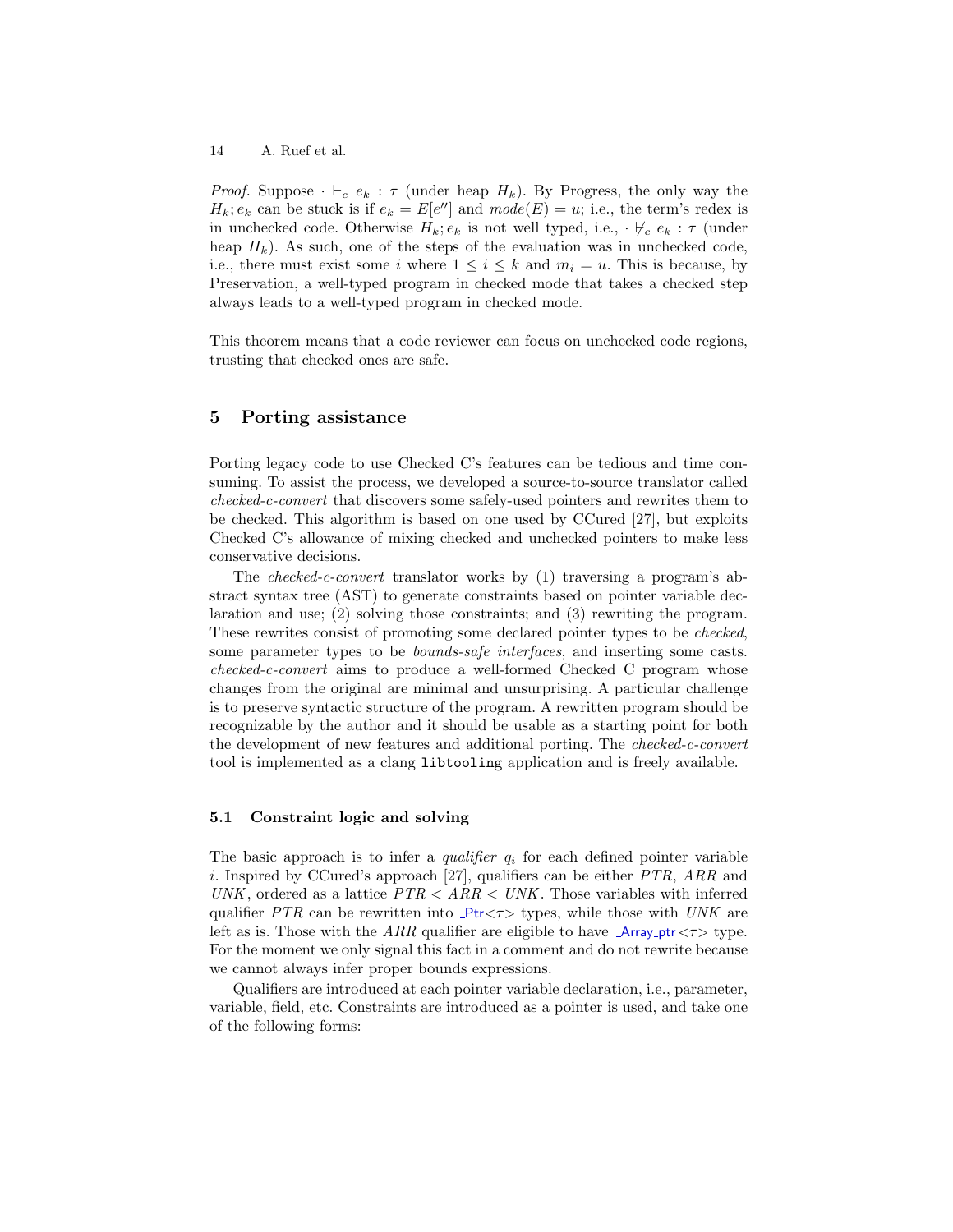*Proof.* Suppose $\cdot \vdash_c e_k : \tau$ (under heap $H_k$). By Progress, the only way the $H_k; e_k$ can be stuck is if $e_k = E[e'']$ and $mode(E) = u$; i.e., the term's redex is in unchecked code. Otherwise $H_k; e_k$ is not well typed, i.e., $\cdot \not\vdash_c e_k : \tau$ (under heap $H_k$). As such, one of the steps of the evaluation was in unchecked code, i.e., there must exist some $i$ where $1 \leq i \leq k$ and $m_i = u$. This is because, by Preservation, a well-typed program in checked mode that takes a checked step always leads to a well-typed program in checked mode.

This theorem means that a code reviewer can focus on unchecked code regions, trusting that checked ones are safe.

## 5 Porting assistance

Porting legacy code to use Checked C's features can be tedious and time consuming. To assist the process, we developed a source-to-source translator called *checked-c-convert* that discovers some safely-used pointers and rewrites them to be checked. This algorithm is based on one used by CCured [27], but exploits Checked C's allowance of mixing checked and unchecked pointers to make less conservative decisions.

The *checked-c-convert* translator works by (1) traversing a program's abstract syntax tree (AST) to generate constraints based on pointer variable declaration and use; (2) solving those constraints; and (3) rewriting the program. These rewrites consist of promoting some declared pointer types to be *checked*, some parameter types to be *bounds-safe interfaces*, and inserting some casts. *checked-c-convert* aims to produce a well-formed Checked C program whose changes from the original are minimal and unsurprising. A particular challenge is to preserve syntactic structure of the program. A rewritten program should be recognizable by the author and it should be usable as a starting point for both the development of new features and additional porting. The *checked-c-convert* tool is implemented as a clang `libtooling` application and is freely available.

### 5.1 Constraint logic and solving

The basic approach is to infer a *qualifier* $q_i$ for each defined pointer variable $i$. Inspired by CCured's approach [27], qualifiers can be either $PTR$, $ARR$ and $UNK$, ordered as a lattice $PTR < ARR < UNK$. Those variables with inferred qualifier $PTR$ can be rewritten into _Ptr<$\tau$> types, while those with $UNK$ are left as is. Those with the $ARR$ qualifier are eligible to have _Array_ptr<$\tau$> type. For the moment we only signal this fact in a comment and do not rewrite because we cannot always infer proper bounds expressions.

Qualifiers are introduced at each pointer variable declaration, i.e., parameter, variable, field, etc. Constraints are introduced as a pointer is used, and take one of the following forms: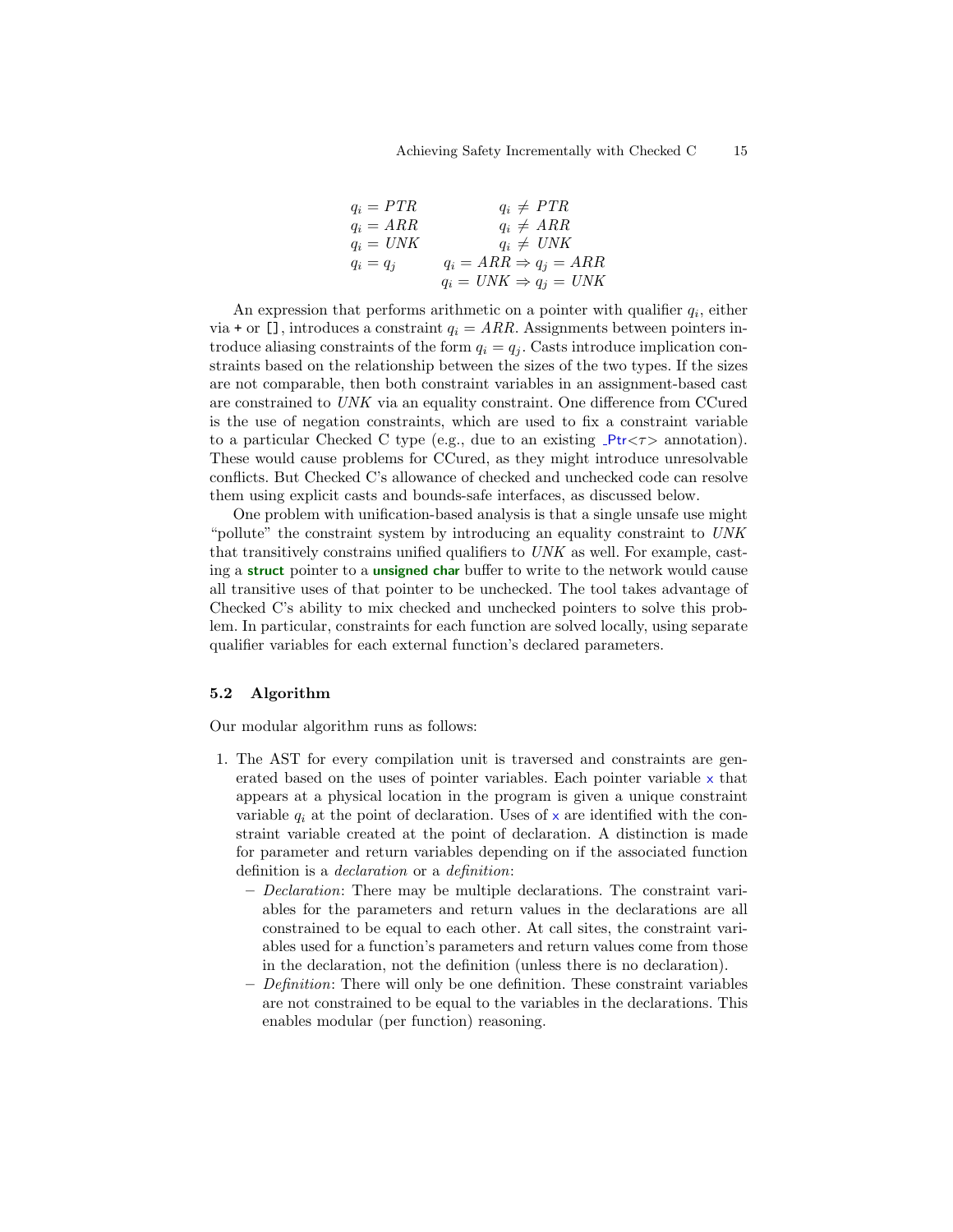$$
\begin{array}{ll}
q_i = PTR & q_i \neq PTR \\
q_i = ARR & q_i \neq ARR \\
q_i = UNK & q_i \neq UNK \\
q_i = q_j & q_i = ARR \Rightarrow q_j = ARR \\
 & q_i = UNK \Rightarrow q_j = UNK
\end{array}
$$

An expression that performs arithmetic on a pointer with qualifier $q_i$, either via `+` or `[]`, introduces a constraint $q_i = ARR$. Assignments between pointers introduce aliasing constraints of the form $q_i = q_j$. Casts introduce implication constraints based on the relationship between the sizes of the two types. If the sizes are not comparable, then both constraint variables in an assignment-based cast are constrained to *UNK* via an equality constraint. One difference from CCured is the use of negation constraints, which are used to fix a constraint variable to a particular Checked C type (e.g., due to an existing `_Ptr`$<\tau>$ annotation). These would cause problems for CCured, as they might introduce unresolvable conflicts. But Checked C's allowance of checked and unchecked code can resolve them using explicit casts and bounds-safe interfaces, as discussed below.

One problem with unification-based analysis is that a single unsafe use might "pollute" the constraint system by introducing an equality constraint to *UNK* that transitively constrains unified qualifiers to *UNK* as well. For example, casting a `struct` pointer to a `unsigned char` buffer to write to the network would cause all transitive uses of that pointer to be unchecked. The tool takes advantage of Checked C's ability to mix checked and unchecked pointers to solve this problem. In particular, constraints for each function are solved locally, using separate qualifier variables for each external function's declared parameters.

### 5.2 Algorithm

Our modular algorithm runs as follows:

1. The AST for every compilation unit is traversed and constraints are generated based on the uses of pointer variables. Each pointer variable `x` that appears at a physical location in the program is given a unique constraint variable $q_i$ at the point of declaration. Uses of `x` are identified with the constraint variable created at the point of declaration. A distinction is made for parameter and return variables depending on if the associated function definition is a *declaration* or a *definition*:
   - *Declaration*: There may be multiple declarations. The constraint variables for the parameters and return values in the declarations are all constrained to be equal to each other. At call sites, the constraint variables used for a function's parameters and return values come from those in the declaration, not the definition (unless there is no declaration).
   - *Definition*: There will only be one definition. These constraint variables are not constrained to be equal to the variables in the declarations. This enables modular (per function) reasoning.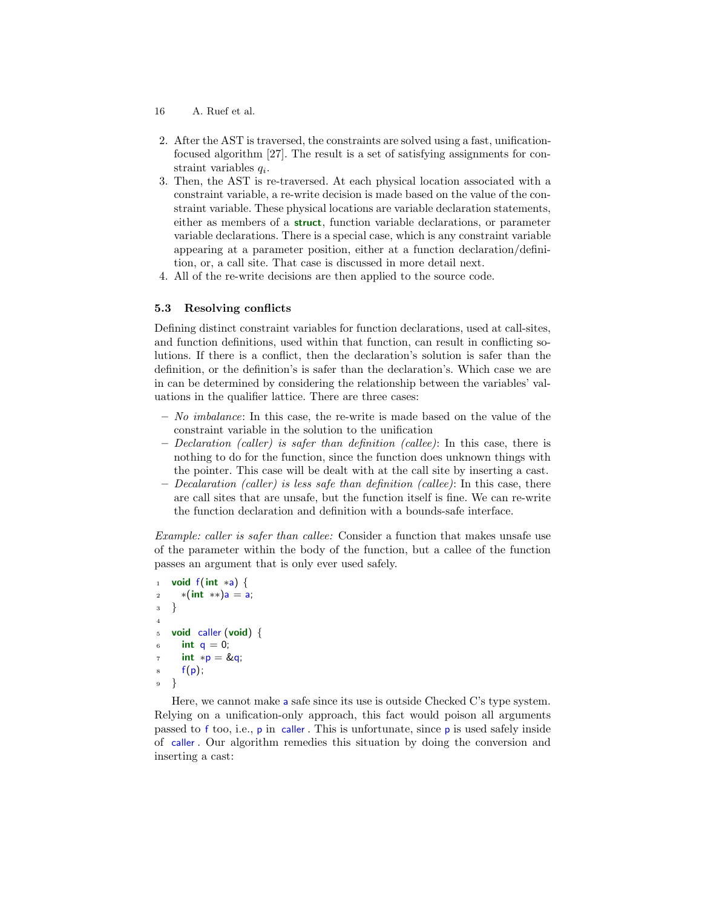2. After the AST is traversed, the constraints are solved using a fast, unification-focused algorithm [27]. The result is a set of satisfying assignments for constraint variables $q_i$.
3. Then, the AST is re-traversed. At each physical location associated with a constraint variable, a re-write decision is made based on the value of the constraint variable. These physical locations are variable declaration statements, either as members of a **struct**, function variable declarations, or parameter variable declarations. There is a special case, which is any constraint variable appearing at a parameter position, either at a function declaration/definition, or, a call site. That case is discussed in more detail next.
4. All of the re-write decisions are then applied to the source code.

### 5.3 Resolving conflicts

Defining distinct constraint variables for function declarations, used at call-sites, and function definitions, used within that function, can result in conflicting solutions. If there is a conflict, then the declaration's solution is safer than the definition, or the definition's is safer than the declaration's. Which case we are in can be determined by considering the relationship between the variables' valuations in the qualifier lattice. There are three cases:

- *No imbalance*: In this case, the re-write is made based on the value of the constraint variable in the solution to the unification
- *Declaration (caller) is safer than definition (callee)*: In this case, there is nothing to do for the function, since the function does unknown things with the pointer. This case will be dealt with at the call site by inserting a cast.
- *Decalaration (caller) is less safe than definition (callee)*: In this case, there are call sites that are unsafe, but the function itself is fine. We can re-write the function declaration and definition with a bounds-safe interface.

*Example: caller is safer than callee:* Consider a function that makes unsafe use of the parameter within the body of the function, but a callee of the function passes an argument that is only ever used safely.

```
void f(int *a) {
  *(int **)a = a;
}

void caller(void) {
  int q = 0;
  int *p = &q;
  f(p);
}
```

Here, we cannot make a safe since its use is outside Checked C's type system. Relying on a unification-only approach, this fact would poison all arguments passed to f too, i.e., p in caller. This is unfortunate, since p is used safely inside of caller. Our algorithm remedies this situation by doing the conversion and inserting a cast: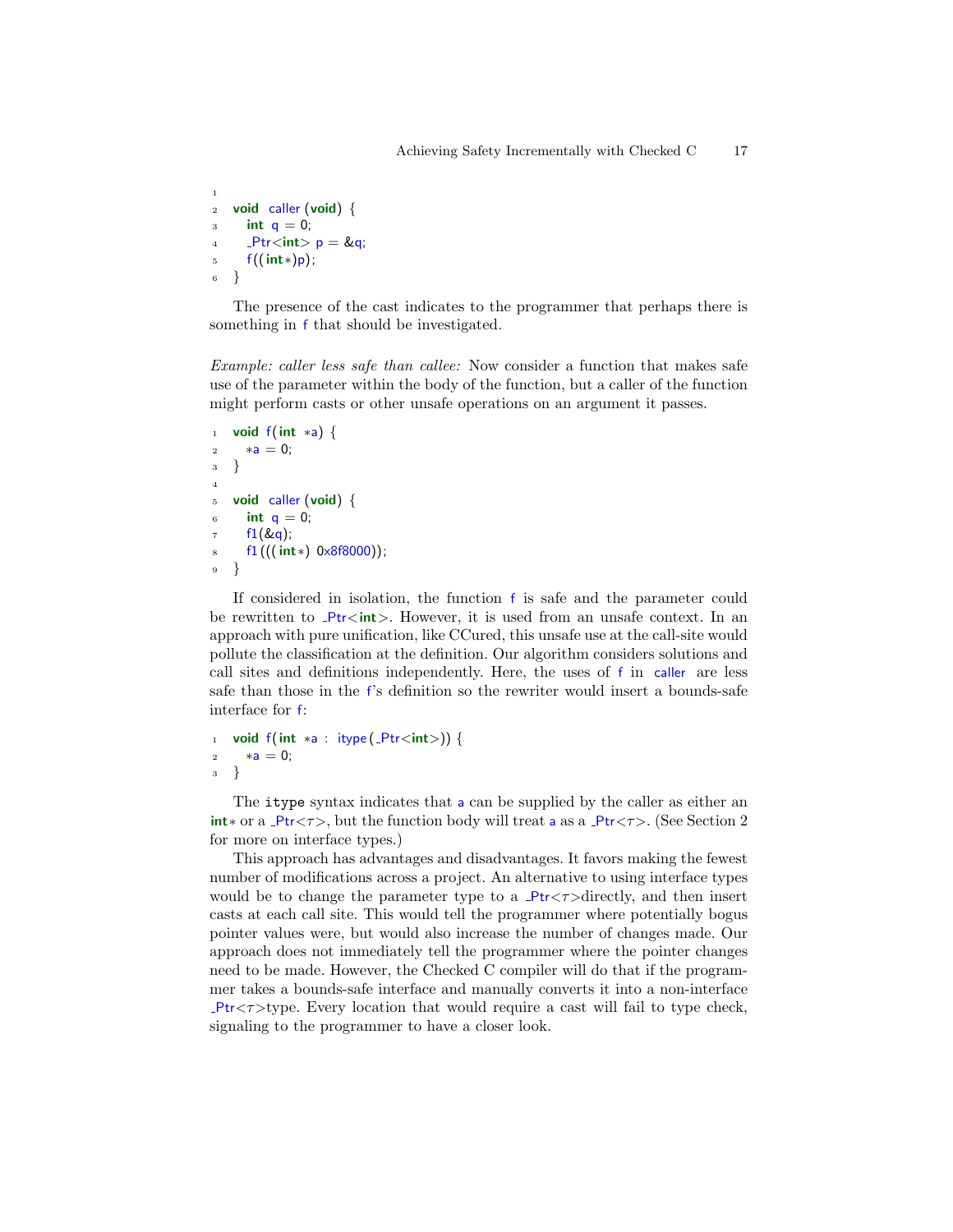```
void caller(void) {
  int q = 0;
  _Ptr<int> p = &q;
  f((int*)p);
}
```

The presence of the cast indicates to the programmer that perhaps there is something in f that should be investigated.

*Example: caller less safe than callee:* Now consider a function that makes safe use of the parameter within the body of the function, but a caller of the function might perform casts or other unsafe operations on an argument it passes.

```
void f(int *a) {
  *a = 0;
}

void caller(void) {
  int q = 0;
  f1(&q);
  f1(((int*) 0x8f8000));
}
```

If considered in isolation, the function f is safe and the parameter could be rewritten to _Ptr<int>. However, it is used from an unsafe context. In an approach with pure unification, like CCured, this unsafe use at the call-site would pollute the classification at the definition. Our algorithm considers solutions and call sites and definitions independently. Here, the uses of f in caller are less safe than those in the f's definition so the rewriter would insert a bounds-safe interface for f:

```
void f(int *a : itype(_Ptr<int>)) {
  *a = 0;
}
```

The itype syntax indicates that a can be supplied by the caller as either an int* or a _Ptr<$\tau$>, but the function body will treat a as a _Ptr<$\tau$>. (See Section 2 for more on interface types.)

This approach has advantages and disadvantages. It favors making the fewest number of modifications across a project. An alternative to using interface types would be to change the parameter type to a _Ptr<$\tau$>directly, and then insert casts at each call site. This would tell the programmer where potentially bogus pointer values were, but would also increase the number of changes made. Our approach does not immediately tell the programmer where the pointer changes need to be made. However, the Checked C compiler will do that if the programmer takes a bounds-safe interface and manually converts it into a non-interface _Ptr<$\tau$>type. Every location that would require a cast will fail to type check, signaling to the programmer to have a closer look.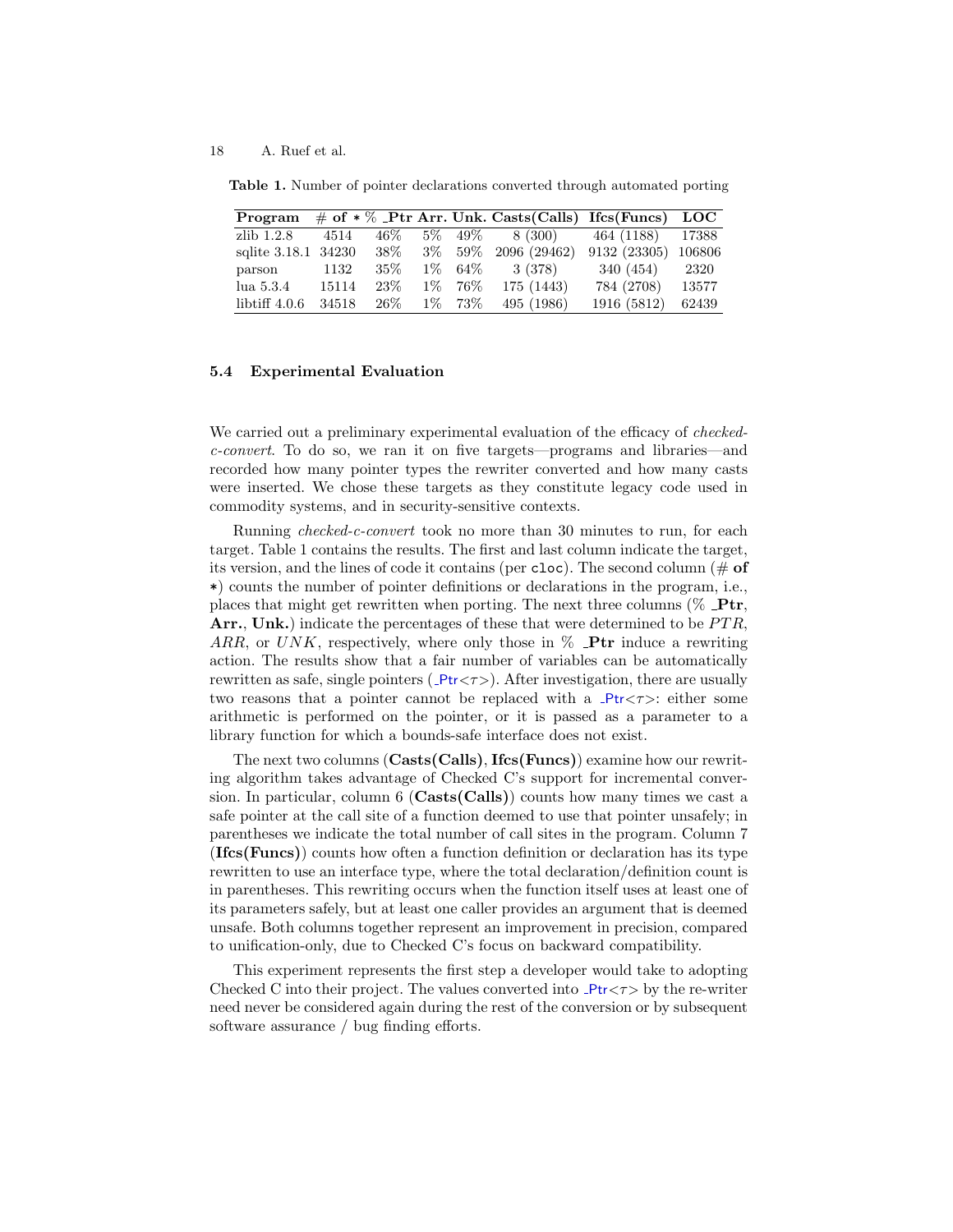**Table 1.** Number of pointer declarations converted through automated porting

| Program | # of * | % _Ptr | Arr. | Unk. | Casts(Calls) | Ifcs(Funcs) | LOC |
|---|---|---|---|---|---|---|---|
| zlib 1.2.8 | 4514 | 46% | 5% | 49% | 8 (300) | 464 (1188) | 17388 |
| sqlite 3.18.1 | 34230 | 38% | 3% | 59% | 2096 (29462) | 9132 (23305) | 106806 |
| parson | 1132 | 35% | 1% | 64% | 3 (378) | 340 (454) | 2320 |
| lua 5.3.4 | 15114 | 23% | 1% | 76% | 175 (1443) | 784 (2708) | 13577 |
| libtiff 4.0.6 | 34518 | 26% | 1% | 73% | 495 (1986) | 1916 (5812) | 62439 |

### 5.4 Experimental Evaluation

We carried out a preliminary experimental evaluation of the efficacy of *checked-c-convert*. To do so, we ran it on five targets—programs and libraries—and recorded how many pointer types the rewriter converted and how many casts were inserted. We chose these targets as they constitute legacy code used in commodity systems, and in security-sensitive contexts.

Running *checked-c-convert* took no more than 30 minutes to run, for each target. Table 1 contains the results. The first and last column indicate the target, its version, and the lines of code it contains (per `cloc`). The second column (**# of** `*`) counts the number of pointer definitions or declarations in the program, i.e., places that might get rewritten when porting. The next three columns (**% _Ptr**, **Arr.**, **Unk.**) indicate the percentages of these that were determined to be $PTR$, $ARR$, or $UNK$, respectively, where only those in **% _Ptr** induce a rewriting action. The results show that a fair number of variables can be automatically rewritten as safe, single pointers (_Ptr<$\tau$>). After investigation, there are usually two reasons that a pointer cannot be replaced with a _Ptr<$\tau$>: either some arithmetic is performed on the pointer, or it is passed as a parameter to a library function for which a bounds-safe interface does not exist.

The next two columns (**Casts(Calls)**, **Ifcs(Funcs)**) examine how our rewriting algorithm takes advantage of Checked C's support for incremental conversion. In particular, column 6 (**Casts(Calls)**) counts how many times we cast a safe pointer at the call site of a function deemed to use that pointer unsafely; in parentheses we indicate the total number of call sites in the program. Column 7 (**Ifcs(Funcs)**) counts how often a function definition or declaration has its type rewritten to use an interface type, where the total declaration/definition count is in parentheses. This rewriting occurs when the function itself uses at least one of its parameters safely, but at least one caller provides an argument that is deemed unsafe. Both columns together represent an improvement in precision, compared to unification-only, due to Checked C's focus on backward compatibility.

This experiment represents the first step a developer would take to adopting Checked C into their project. The values converted into _Ptr<$\tau$> by the re-writer need never be considered again during the rest of the conversion or by subsequent software assurance / bug finding efforts.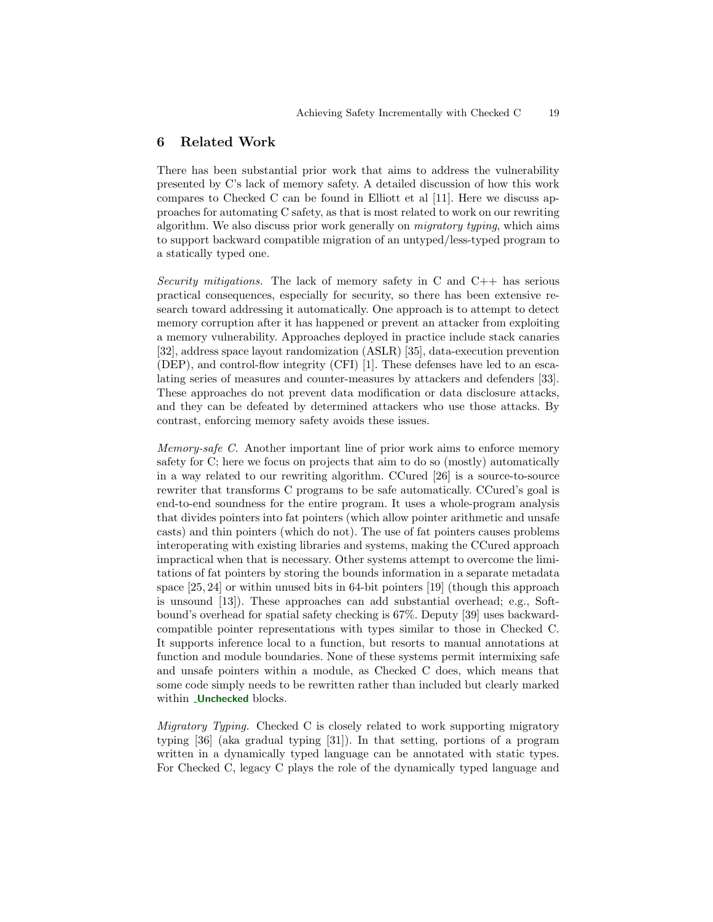## 6 Related Work

There has been substantial prior work that aims to address the vulnerability presented by C's lack of memory safety. A detailed discussion of how this work compares to Checked C can be found in Elliott et al [11]. Here we discuss approaches for automating C safety, as that is most related to work on our rewriting algorithm. We also discuss prior work generally on *migratory typing*, which aims to support backward compatible migration of an untyped/less-typed program to a statically typed one.

*Security mitigations.* The lack of memory safety in C and C++ has serious practical consequences, especially for security, so there has been extensive research toward addressing it automatically. One approach is to attempt to detect memory corruption after it has happened or prevent an attacker from exploiting a memory vulnerability. Approaches deployed in practice include stack canaries [32], address space layout randomization (ASLR) [35], data-execution prevention (DEP), and control-flow integrity (CFI) [1]. These defenses have led to an escalating series of measures and counter-measures by attackers and defenders [33]. These approaches do not prevent data modification or data disclosure attacks, and they can be defeated by determined attackers who use those attacks. By contrast, enforcing memory safety avoids these issues.

*Memory-safe C.* Another important line of prior work aims to enforce memory safety for C; here we focus on projects that aim to do so (mostly) automatically in a way related to our rewriting algorithm. CCured [26] is a source-to-source rewriter that transforms C programs to be safe automatically. CCured's goal is end-to-end soundness for the entire program. It uses a whole-program analysis that divides pointers into fat pointers (which allow pointer arithmetic and unsafe casts) and thin pointers (which do not). The use of fat pointers causes problems interoperating with existing libraries and systems, making the CCured approach impractical when that is necessary. Other systems attempt to overcome the limitations of fat pointers by storing the bounds information in a separate metadata space [25, 24] or within unused bits in 64-bit pointers [19] (though this approach is unsound [13]). These approaches can add substantial overhead; e.g., Softbound's overhead for spatial safety checking is 67%. Deputy [39] uses backward-compatible pointer representations with types similar to those in Checked C. It supports inference local to a function, but resorts to manual annotations at function and module boundaries. None of these systems permit intermixing safe and unsafe pointers within a module, as Checked C does, which means that some code simply needs to be rewritten rather than included but clearly marked within **_Unchecked** blocks.

*Migratory Typing.* Checked C is closely related to work supporting migratory typing [36] (aka gradual typing [31]). In that setting, portions of a program written in a dynamically typed language can be annotated with static types. For Checked C, legacy C plays the role of the dynamically typed language and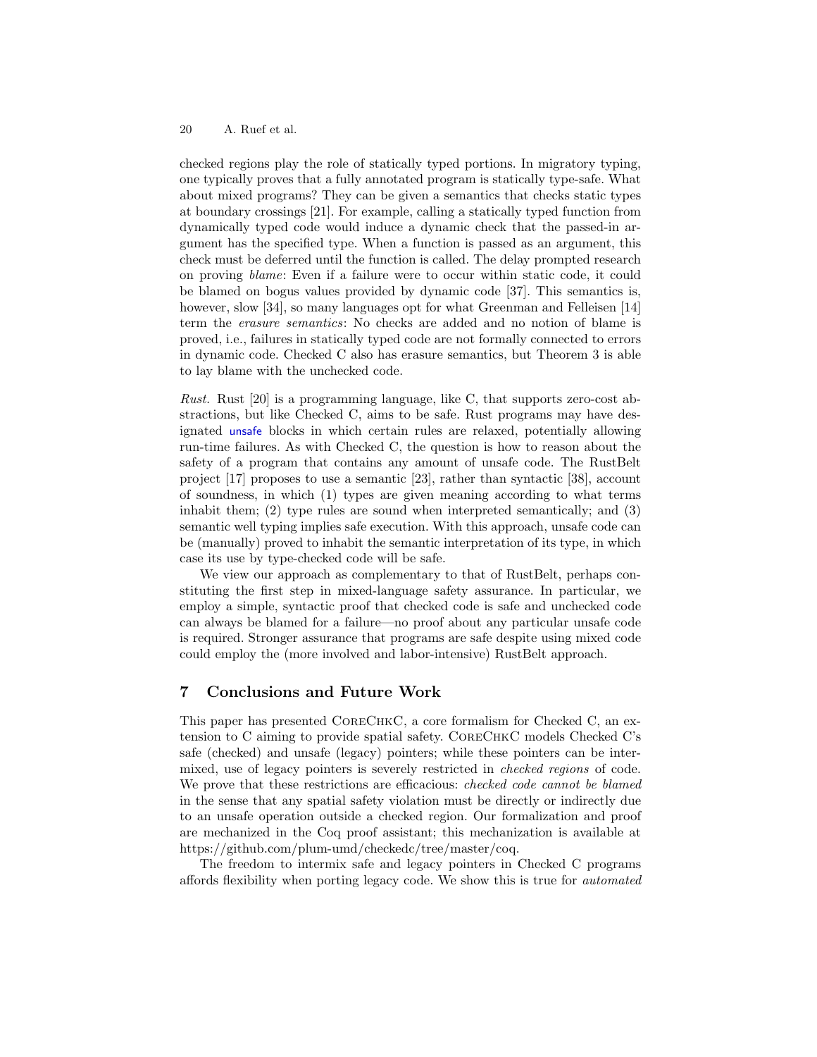checked regions play the role of statically typed portions. In migratory typing, one typically proves that a fully annotated program is statically type-safe. What about mixed programs? They can be given a semantics that checks static types at boundary crossings [21]. For example, calling a statically typed function from dynamically typed code would induce a dynamic check that the passed-in argument has the specified type. When a function is passed as an argument, this check must be deferred until the function is called. The delay prompted research on proving *blame*: Even if a failure were to occur within static code, it could be blamed on bogus values provided by dynamic code [37]. This semantics is, however, slow [34], so many languages opt for what Greenman and Felleisen [14] term the *erasure semantics*: No checks are added and no notion of blame is proved, i.e., failures in statically typed code are not formally connected to errors in dynamic code. Checked C also has erasure semantics, but Theorem 3 is able to lay blame with the unchecked code.

*Rust.* Rust [20] is a programming language, like C, that supports zero-cost abstractions, but like Checked C, aims to be safe. Rust programs may have designated `unsafe` blocks in which certain rules are relaxed, potentially allowing run-time failures. As with Checked C, the question is how to reason about the safety of a program that contains any amount of unsafe code. The RustBelt project [17] proposes to use a semantic [23], rather than syntactic [38], account of soundness, in which (1) types are given meaning according to what terms inhabit them; (2) type rules are sound when interpreted semantically; and (3) semantic well typing implies safe execution. With this approach, unsafe code can be (manually) proved to inhabit the semantic interpretation of its type, in which case its use by type-checked code will be safe.

We view our approach as complementary to that of RustBelt, perhaps constituting the first step in mixed-language safety assurance. In particular, we employ a simple, syntactic proof that checked code is safe and unchecked code can always be blamed for a failure—no proof about any particular unsafe code is required. Stronger assurance that programs are safe despite using mixed code could employ the (more involved and labor-intensive) RustBelt approach.

## 7 Conclusions and Future Work

This paper has presented CoreChkC, a core formalism for Checked C, an extension to C aiming to provide spatial safety. CoreChkC models Checked C's safe (checked) and unsafe (legacy) pointers; while these pointers can be intermixed, use of legacy pointers is severely restricted in *checked regions* of code. We prove that these restrictions are efficacious: *checked code cannot be blamed* in the sense that any spatial safety violation must be directly or indirectly due to an unsafe operation outside a checked region. Our formalization and proof are mechanized in the Coq proof assistant; this mechanization is available at https://github.com/plum-umd/checkedc/tree/master/coq.

The freedom to intermix safe and legacy pointers in Checked C programs affords flexibility when porting legacy code. We show this is true for *automated*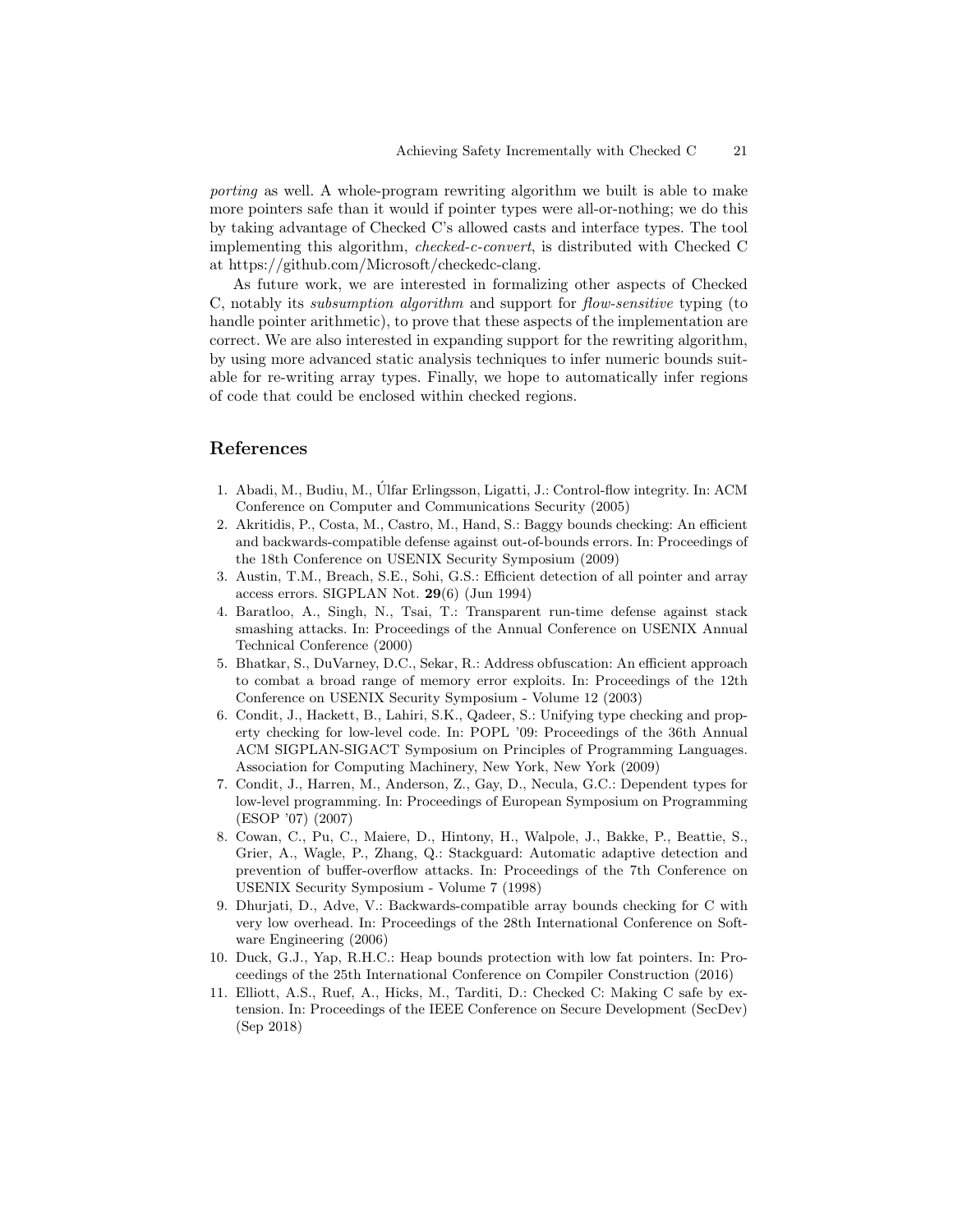*porting* as well. A whole-program rewriting algorithm we built is able to make more pointers safe than it would if pointer types were all-or-nothing; we do this by taking advantage of Checked C's allowed casts and interface types. The tool implementing this algorithm, *checked-c-convert*, is distributed with Checked C at https://github.com/Microsoft/checkedc-clang.

As future work, we are interested in formalizing other aspects of Checked C, notably its *subsumption algorithm* and support for *flow-sensitive* typing (to handle pointer arithmetic), to prove that these aspects of the implementation are correct. We are also interested in expanding support for the rewriting algorithm, by using more advanced static analysis techniques to infer numeric bounds suitable for re-writing array types. Finally, we hope to automatically infer regions of code that could be enclosed within checked regions.

## References

1. Abadi, M., Budiu, M., Úlfar Erlingsson, Ligatti, J.: Control-flow integrity. In: ACM Conference on Computer and Communications Security (2005)
2. Akritidis, P., Costa, M., Castro, M., Hand, S.: Baggy bounds checking: An efficient and backwards-compatible defense against out-of-bounds errors. In: Proceedings of the 18th Conference on USENIX Security Symposium (2009)
3. Austin, T.M., Breach, S.E., Sohi, G.S.: Efficient detection of all pointer and array access errors. SIGPLAN Not. **29**(6) (Jun 1994)
4. Baratloo, A., Singh, N., Tsai, T.: Transparent run-time defense against stack smashing attacks. In: Proceedings of the Annual Conference on USENIX Annual Technical Conference (2000)
5. Bhatkar, S., DuVarney, D.C., Sekar, R.: Address obfuscation: An efficient approach to combat a broad range of memory error exploits. In: Proceedings of the 12th Conference on USENIX Security Symposium - Volume 12 (2003)
6. Condit, J., Hackett, B., Lahiri, S.K., Qadeer, S.: Unifying type checking and property checking for low-level code. In: POPL '09: Proceedings of the 36th Annual ACM SIGPLAN-SIGACT Symposium on Principles of Programming Languages. Association for Computing Machinery, New York, New York (2009)
7. Condit, J., Harren, M., Anderson, Z., Gay, D., Necula, G.C.: Dependent types for low-level programming. In: Proceedings of European Symposium on Programming (ESOP '07) (2007)
8. Cowan, C., Pu, C., Maiere, D., Hintony, H., Walpole, J., Bakke, P., Beattie, S., Grier, A., Wagle, P., Zhang, Q.: Stackguard: Automatic adaptive detection and prevention of buffer-overflow attacks. In: Proceedings of the 7th Conference on USENIX Security Symposium - Volume 7 (1998)
9. Dhurjati, D., Adve, V.: Backwards-compatible array bounds checking for C with very low overhead. In: Proceedings of the 28th International Conference on Software Engineering (2006)
10. Duck, G.J., Yap, R.H.C.: Heap bounds protection with low fat pointers. In: Proceedings of the 25th International Conference on Compiler Construction (2016)
11. Elliott, A.S., Ruef, A., Hicks, M., Tarditi, D.: Checked C: Making C safe by extension. In: Proceedings of the IEEE Conference on Secure Development (SecDev) (Sep 2018)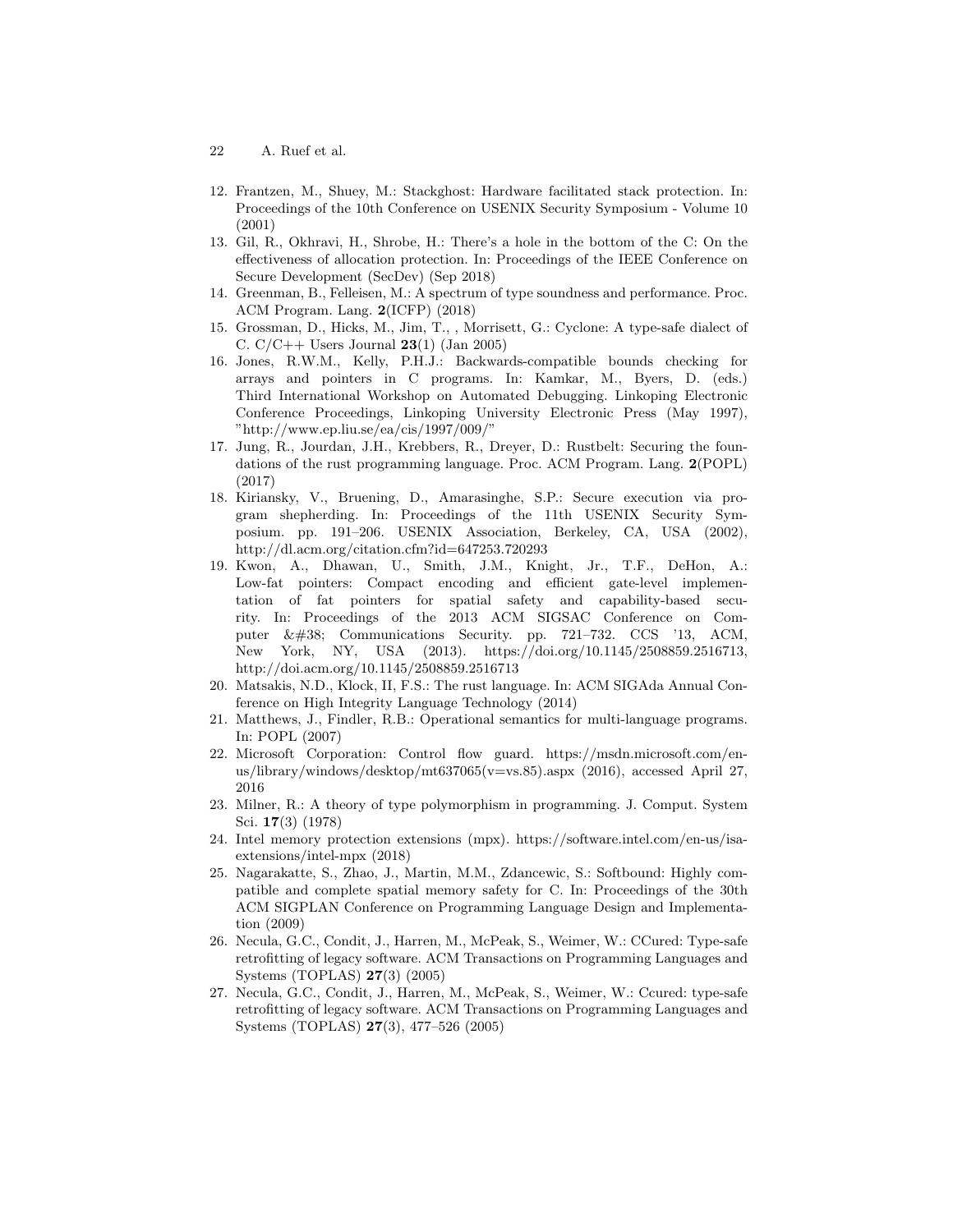12. Frantzen, M., Shuey, M.: Stackghost: Hardware facilitated stack protection. In: Proceedings of the 10th Conference on USENIX Security Symposium - Volume 10 (2001)
13. Gil, R., Okhravi, H., Shrobe, H.: There's a hole in the bottom of the C: On the effectiveness of allocation protection. In: Proceedings of the IEEE Conference on Secure Development (SecDev) (Sep 2018)
14. Greenman, B., Felleisen, M.: A spectrum of type soundness and performance. Proc. ACM Program. Lang. **2**(ICFP) (2018)
15. Grossman, D., Hicks, M., Jim, T., , Morrisett, G.: Cyclone: A type-safe dialect of C. C/C++ Users Journal **23**(1) (Jan 2005)
16. Jones, R.W.M., Kelly, P.H.J.: Backwards-compatible bounds checking for arrays and pointers in C programs. In: Kamkar, M., Byers, D. (eds.) Third International Workshop on Automated Debugging. Linkoping Electronic Conference Proceedings, Linkoping University Electronic Press (May 1997), "http://www.ep.liu.se/ea/cis/1997/009/"
17. Jung, R., Jourdan, J.H., Krebbers, R., Dreyer, D.: Rustbelt: Securing the foundations of the rust programming language. Proc. ACM Program. Lang. **2**(POPL) (2017)
18. Kiriansky, V., Bruening, D., Amarasinghe, S.P.: Secure execution via program shepherding. In: Proceedings of the 11th USENIX Security Symposium. pp. 191–206. USENIX Association, Berkeley, CA, USA (2002), http://dl.acm.org/citation.cfm?id=647253.720293
19. Kwon, A., Dhawan, U., Smith, J.M., Knight, Jr., T.F., DeHon, A.: Low-fat pointers: Compact encoding and efficient gate-level implementation of fat pointers for spatial safety and capability-based security. In: Proceedings of the 2013 ACM SIGSAC Conference on Computer &#38; Communications Security. pp. 721–732. CCS '13, ACM, New York, NY, USA (2013). https://doi.org/10.1145/2508859.2516713, http://doi.acm.org/10.1145/2508859.2516713
20. Matsakis, N.D., Klock, II, F.S.: The rust language. In: ACM SIGAda Annual Conference on High Integrity Language Technology (2014)
21. Matthews, J., Findler, R.B.: Operational semantics for multi-language programs. In: POPL (2007)
22. Microsoft Corporation: Control flow guard. https://msdn.microsoft.com/en-us/library/windows/desktop/mt637065(v=vs.85).aspx (2016), accessed April 27, 2016
23. Milner, R.: A theory of type polymorphism in programming. J. Comput. System Sci. **17**(3) (1978)
24. Intel memory protection extensions (mpx). https://software.intel.com/en-us/isa-extensions/intel-mpx (2018)
25. Nagarakatte, S., Zhao, J., Martin, M.M., Zdancewic, S.: Softbound: Highly compatible and complete spatial memory safety for C. In: Proceedings of the 30th ACM SIGPLAN Conference on Programming Language Design and Implementation (2009)
26. Necula, G.C., Condit, J., Harren, M., McPeak, S., Weimer, W.: CCured: Type-safe retrofitting of legacy software. ACM Transactions on Programming Languages and Systems (TOPLAS) **27**(3) (2005)
27. Necula, G.C., Condit, J., Harren, M., McPeak, S., Weimer, W.: Ccured: type-safe retrofitting of legacy software. ACM Transactions on Programming Languages and Systems (TOPLAS) **27**(3), 477–526 (2005)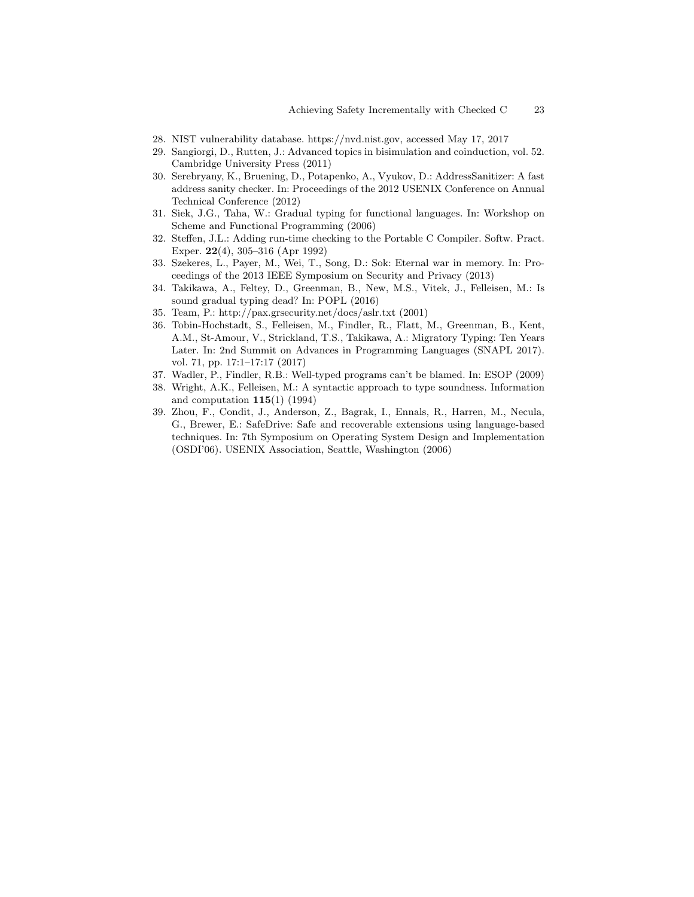28. NIST vulnerability database. https://nvd.nist.gov, accessed May 17, 2017
29. Sangiorgi, D., Rutten, J.: Advanced topics in bisimulation and coinduction, vol. 52. Cambridge University Press (2011)
30. Serebryany, K., Bruening, D., Potapenko, A., Vyukov, D.: AddressSanitizer: A fast address sanity checker. In: Proceedings of the 2012 USENIX Conference on Annual Technical Conference (2012)
31. Siek, J.G., Taha, W.: Gradual typing for functional languages. In: Workshop on Scheme and Functional Programming (2006)
32. Steffen, J.L.: Adding run-time checking to the Portable C Compiler. Softw. Pract. Exper. **22**(4), 305–316 (Apr 1992)
33. Szekeres, L., Payer, M., Wei, T., Song, D.: Sok: Eternal war in memory. In: Proceedings of the 2013 IEEE Symposium on Security and Privacy (2013)
34. Takikawa, A., Feltey, D., Greenman, B., New, M.S., Vitek, J., Felleisen, M.: Is sound gradual typing dead? In: POPL (2016)
35. Team, P.: http://pax.grsecurity.net/docs/aslr.txt (2001)
36. Tobin-Hochstadt, S., Felleisen, M., Findler, R., Flatt, M., Greenman, B., Kent, A.M., St-Amour, V., Strickland, T.S., Takikawa, A.: Migratory Typing: Ten Years Later. In: 2nd Summit on Advances in Programming Languages (SNAPL 2017). vol. 71, pp. 17:1–17:17 (2017)
37. Wadler, P., Findler, R.B.: Well-typed programs can't be blamed. In: ESOP (2009)
38. Wright, A.K., Felleisen, M.: A syntactic approach to type soundness. Information and computation **115**(1) (1994)
39. Zhou, F., Condit, J., Anderson, Z., Bagrak, I., Ennals, R., Harren, M., Necula, G., Brewer, E.: SafeDrive: Safe and recoverable extensions using language-based techniques. In: 7th Symposium on Operating System Design and Implementation (OSDI'06). USENIX Association, Seattle, Washington (2006)